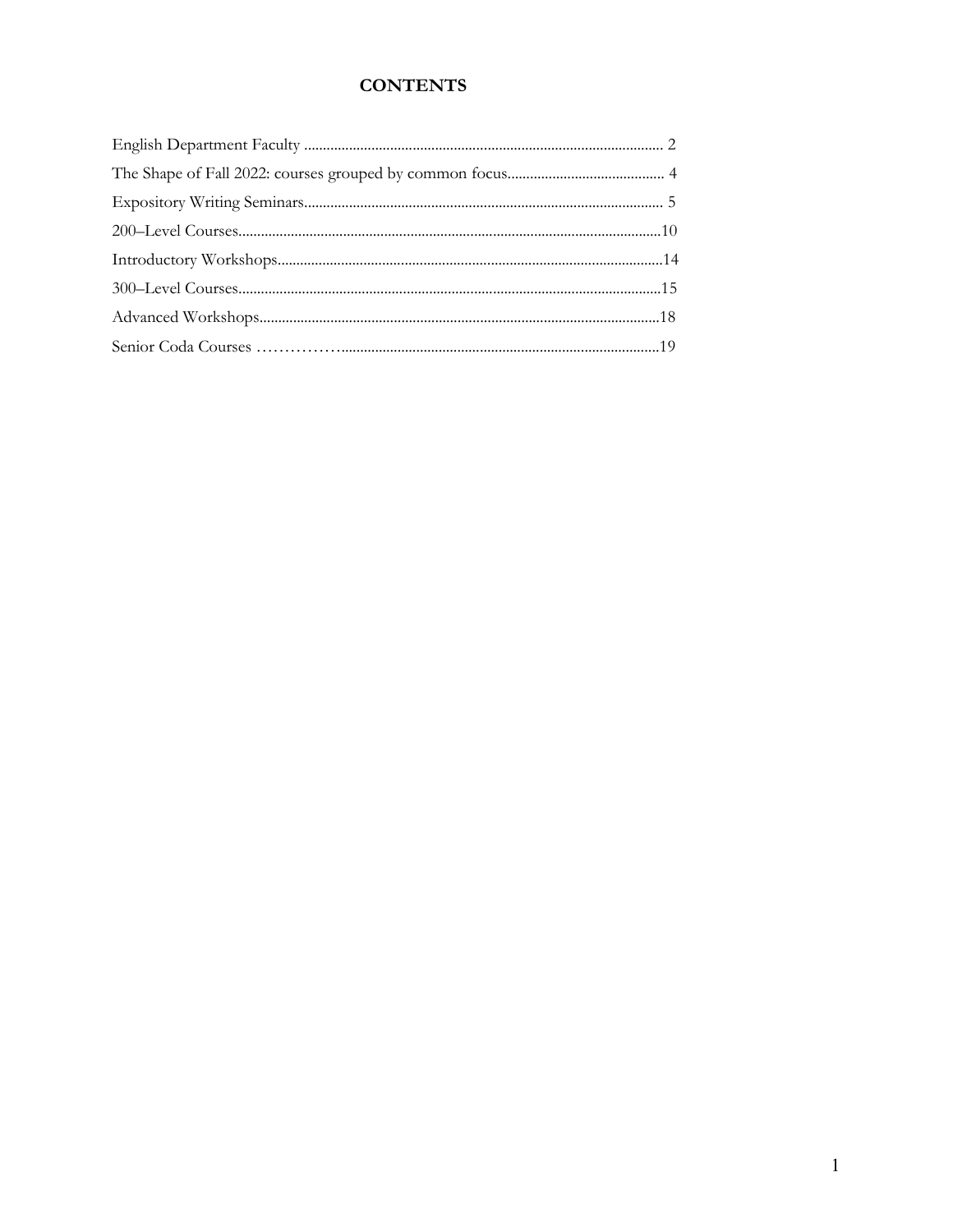# CONTENTS

English Department Faculty ............................................................................................... 2

The Shape of Fall 2022: courses grouped by common focus.......................................... 4

Expository Writing Seminars............................................................................................... 5

200–Level Courses................................................................................................................10

Introductory Workshops......................................................................................................14

300–Level Courses................................................................................................................15

Advanced Workshops..........................................................................................................18

Senior Coda Courses …………….....................................................................................19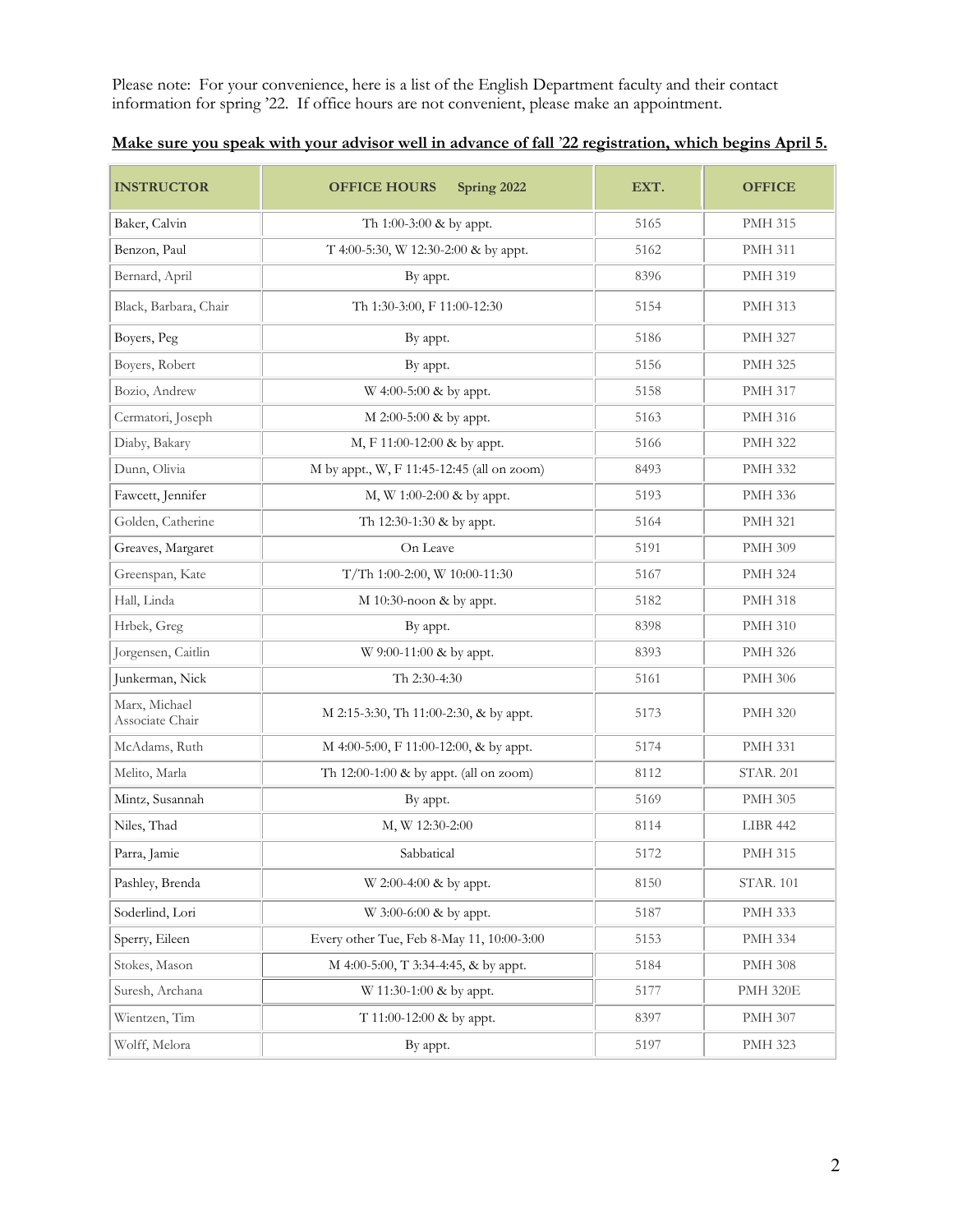Please note: For your convenience, here is a list of the English Department faculty and their contact information for spring '22. If office hours are not convenient, please make an appointment.

**Make sure you speak with your advisor well in advance of fall '22 registration, which begins April 5.**

| INSTRUCTOR | OFFICE HOURS Spring 2022 | EXT. | OFFICE |
|---|---|---|---|
| Baker, Calvin | Th 1:00-3:00 & by appt. | 5165 | PMH 315 |
| Benzon, Paul | T 4:00-5:30, W 12:30-2:00 & by appt. | 5162 | PMH 311 |
| Bernard, April | By appt. | 8396 | PMH 319 |
| Black, Barbara, Chair | Th 1:30-3:00, F 11:00-12:30 | 5154 | PMH 313 |
| Boyers, Peg | By appt. | 5186 | PMH 327 |
| Boyers, Robert | By appt. | 5156 | PMH 325 |
| Bozio, Andrew | W 4:00-5:00 & by appt. | 5158 | PMH 317 |
| Cermatori, Joseph | M 2:00-5:00 & by appt. | 5163 | PMH 316 |
| Diaby, Bakary | M, F 11:00-12:00 & by appt. | 5166 | PMH 322 |
| Dunn, Olivia | M by appt., W, F 11:45-12:45 (all on zoom) | 8493 | PMH 332 |
| Fawcett, Jennifer | M, W 1:00-2:00 & by appt. | 5193 | PMH 336 |
| Golden, Catherine | Th 12:30-1:30 & by appt. | 5164 | PMH 321 |
| Greaves, Margaret | On Leave | 5191 | PMH 309 |
| Greenspan, Kate | T/Th 1:00-2:00, W 10:00-11:30 | 5167 | PMH 324 |
| Hall, Linda | M 10:30-noon & by appt. | 5182 | PMH 318 |
| Hrbek, Greg | By appt. | 8398 | PMH 310 |
| Jorgensen, Caitlin | W 9:00-11:00 & by appt. | 8393 | PMH 326 |
| Junkerman, Nick | Th 2:30-4:30 | 5161 | PMH 306 |
| Marx, Michael Associate Chair | M 2:15-3:30, Th 11:00-2:30, & by appt. | 5173 | PMH 320 |
| McAdams, Ruth | M 4:00-5:00, F 11:00-12:00, & by appt. | 5174 | PMH 331 |
| Melito, Marla | Th 12:00-1:00 & by appt. (all on zoom) | 8112 | STAR. 201 |
| Mintz, Susannah | By appt. | 5169 | PMH 305 |
| Niles, Thad | M, W 12:30-2:00 | 8114 | LIBR 442 |
| Parra, Jamie | Sabbatical | 5172 | PMH 315 |
| Pashley, Brenda | W 2:00-4:00 & by appt. | 8150 | STAR. 101 |
| Soderlind, Lori | W 3:00-6:00 & by appt. | 5187 | PMH 333 |
| Sperry, Eileen | Every other Tue, Feb 8-May 11, 10:00-3:00 | 5153 | PMH 334 |
| Stokes, Mason | M 4:00-5:00, T 3:34-4:45, & by appt. | 5184 | PMH 308 |
| Suresh, Archana | W 11:30-1:00 & by appt. | 5177 | PMH 320E |
| Wientzen, Tim | T 11:00-12:00 & by appt. | 8397 | PMH 307 |
| Wolff, Melora | By appt. | 5197 | PMH 323 |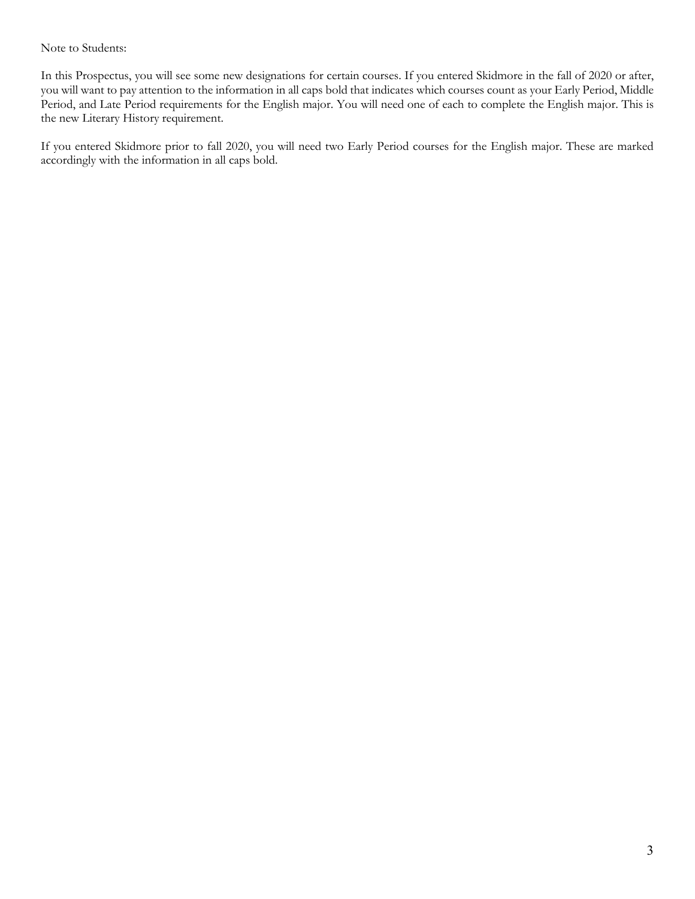Note to Students:

In this Prospectus, you will see some new designations for certain courses. If you entered Skidmore in the fall of 2020 or after, you will want to pay attention to the information in all caps bold that indicates which courses count as your Early Period, Middle Period, and Late Period requirements for the English major. You will need one of each to complete the English major. This is the new Literary History requirement.

If you entered Skidmore prior to fall 2020, you will need two Early Period courses for the English major. These are marked accordingly with the information in all caps bold.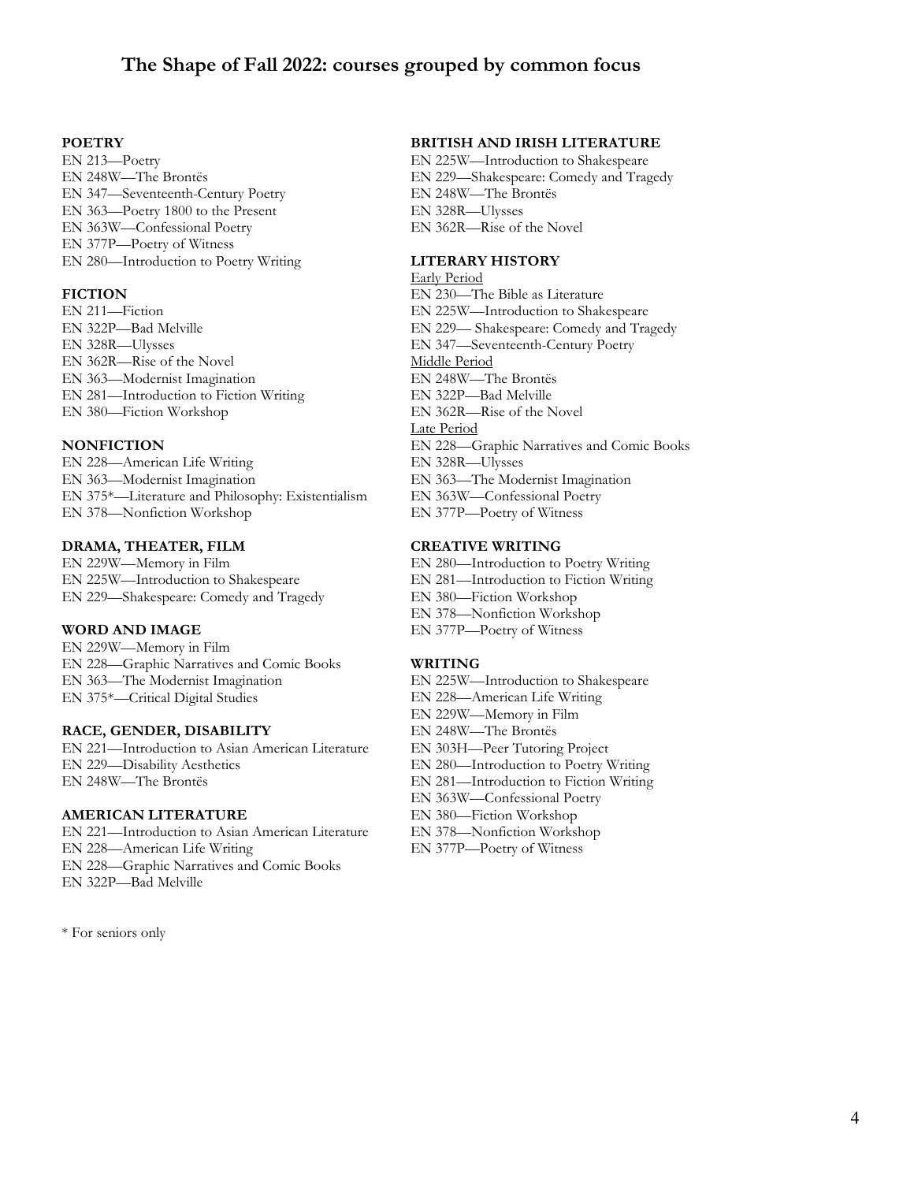# The Shape of Fall 2022: courses grouped by common focus

**POETRY**

EN 213—Poetry
EN 248W—The Brontës
EN 347—Seventeenth-Century Poetry
EN 363—Poetry 1800 to the Present
EN 363W—Confessional Poetry
EN 377P—Poetry of Witness
EN 280—Introduction to Poetry Writing

**FICTION**

EN 211—Fiction
EN 322P—Bad Melville
EN 328R—Ulysses
EN 362R—Rise of the Novel
EN 363—Modernist Imagination
EN 281—Introduction to Fiction Writing
EN 380—Fiction Workshop

**NONFICTION**

EN 228—American Life Writing
EN 363—Modernist Imagination
EN 375*—Literature and Philosophy: Existentialism
EN 378—Nonfiction Workshop

**DRAMA, THEATER, FILM**

EN 229W—Memory in Film
EN 225W—Introduction to Shakespeare
EN 229—Shakespeare: Comedy and Tragedy

**WORD AND IMAGE**

EN 229W—Memory in Film
EN 228—Graphic Narratives and Comic Books
EN 363—The Modernist Imagination
EN 375*—Critical Digital Studies

**RACE, GENDER, DISABILITY**

EN 221—Introduction to Asian American Literature
EN 229—Disability Aesthetics
EN 248W—The Brontës

**AMERICAN LITERATURE**

EN 221—Introduction to Asian American Literature
EN 228—American Life Writing
EN 228—Graphic Narratives and Comic Books
EN 322P—Bad Melville

**BRITISH AND IRISH LITERATURE**

EN 225W—Introduction to Shakespeare
EN 229—Shakespeare: Comedy and Tragedy
EN 248W—The Brontës
EN 328R—Ulysses
EN 362R—Rise of the Novel

**LITERARY HISTORY**

<u>Early Period</u>
EN 230—The Bible as Literature
EN 225W—Introduction to Shakespeare
EN 229— Shakespeare: Comedy and Tragedy
EN 347—Seventeenth-Century Poetry
<u>Middle Period</u>
EN 248W—The Brontës
EN 322P—Bad Melville
EN 362R—Rise of the Novel
<u>Late Period</u>
EN 228—Graphic Narratives and Comic Books
EN 328R—Ulysses
EN 363—The Modernist Imagination
EN 363W—Confessional Poetry
EN 377P—Poetry of Witness

**CREATIVE WRITING**

EN 280—Introduction to Poetry Writing
EN 281—Introduction to Fiction Writing
EN 380—Fiction Workshop
EN 378—Nonfiction Workshop
EN 377P—Poetry of Witness

**WRITING**

EN 225W—Introduction to Shakespeare
EN 228—American Life Writing
EN 229W—Memory in Film
EN 248W—The Brontës
EN 303H—Peer Tutoring Project
EN 280—Introduction to Poetry Writing
EN 281—Introduction to Fiction Writing
EN 363W—Confessional Poetry
EN 380—Fiction Workshop
EN 378—Nonfiction Workshop
EN 377P—Poetry of Witness

\* For seniors only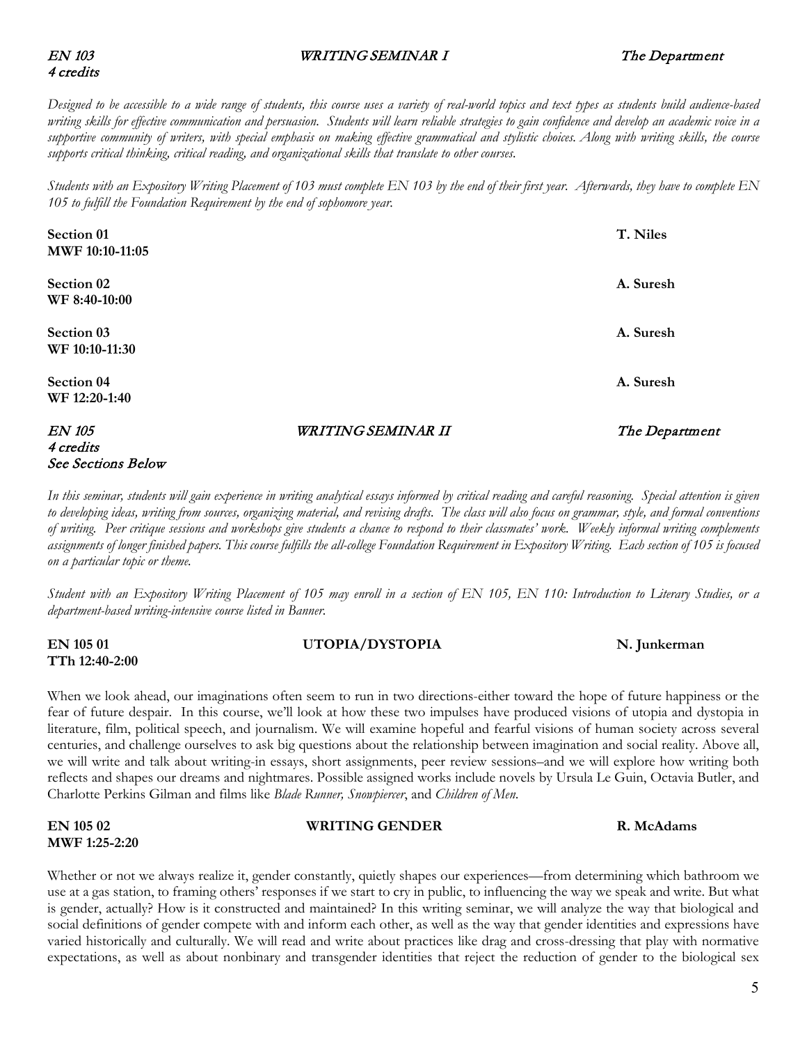**_EN 103_** **_WRITING SEMINAR I_** **_The Department_**
**_4 credits_**

*Designed to be accessible to a wide range of students, this course uses a variety of real-world topics and text types as students build audience-based writing skills for effective communication and persuasion. Students will learn reliable strategies to gain confidence and develop an academic voice in a supportive community of writers, with special emphasis on making effective grammatical and stylistic choices. Along with writing skills, the course supports critical thinking, critical reading, and organizational skills that translate to other courses.*

*Students with an Expository Writing Placement of 103 must complete EN 103 by the end of their first year. Afterwards, they have to complete EN 105 to fulfill the Foundation Requirement by the end of sophomore year.*

**Section 01** **T. Niles**
**MWF 10:10-11:05**

**Section 02** **A. Suresh**
**WF 8:40-10:00**

**Section 03** **A. Suresh**
**WF 10:10-11:30**

**Section 04** **A. Suresh**
**WF 12:20-1:40**

**_EN 105_** **_WRITING SEMINAR II_** **_The Department_**
**_4 credits_**
**_See Sections Below_**

*In this seminar, students will gain experience in writing analytical essays informed by critical reading and careful reasoning. Special attention is given to developing ideas, writing from sources, organizing material, and revising drafts. The class will also focus on grammar, style, and formal conventions of writing. Peer critique sessions and workshops give students a chance to respond to their classmates' work. Weekly informal writing complements assignments of longer finished papers. This course fulfills the all-college Foundation Requirement in Expository Writing. Each section of 105 is focused on a particular topic or theme.*

*Student with an Expository Writing Placement of 105 may enroll in a section of EN 105, EN 110: Introduction to Literary Studies, or a department-based writing-intensive course listed in Banner.*

**EN 105 01** **UTOPIA/DYSTOPIA** **N. Junkerman**
**TTh 12:40-2:00**

When we look ahead, our imaginations often seem to run in two directions-either toward the hope of future happiness or the fear of future despair. In this course, we'll look at how these two impulses have produced visions of utopia and dystopia in literature, film, political speech, and journalism. We will examine hopeful and fearful visions of human society across several centuries, and challenge ourselves to ask big questions about the relationship between imagination and social reality. Above all, we will write and talk about writing-in essays, short assignments, peer review sessions–and we will explore how writing both reflects and shapes our dreams and nightmares. Possible assigned works include novels by Ursula Le Guin, Octavia Butler, and Charlotte Perkins Gilman and films like *Blade Runner, Snowpiercer*, and *Children of Men.*

**EN 105 02** **WRITING GENDER** **R. McAdams**
**MWF 1:25-2:20**

Whether or not we always realize it, gender constantly, quietly shapes our experiences—from determining which bathroom we use at a gas station, to framing others' responses if we start to cry in public, to influencing the way we speak and write. But what is gender, actually? How is it constructed and maintained? In this writing seminar, we will analyze the way that biological and social definitions of gender compete with and inform each other, as well as the way that gender identities and expressions have varied historically and culturally. We will read and write about practices like drag and cross-dressing that play with normative expectations, as well as about nonbinary and transgender identities that reject the reduction of gender to the biological sex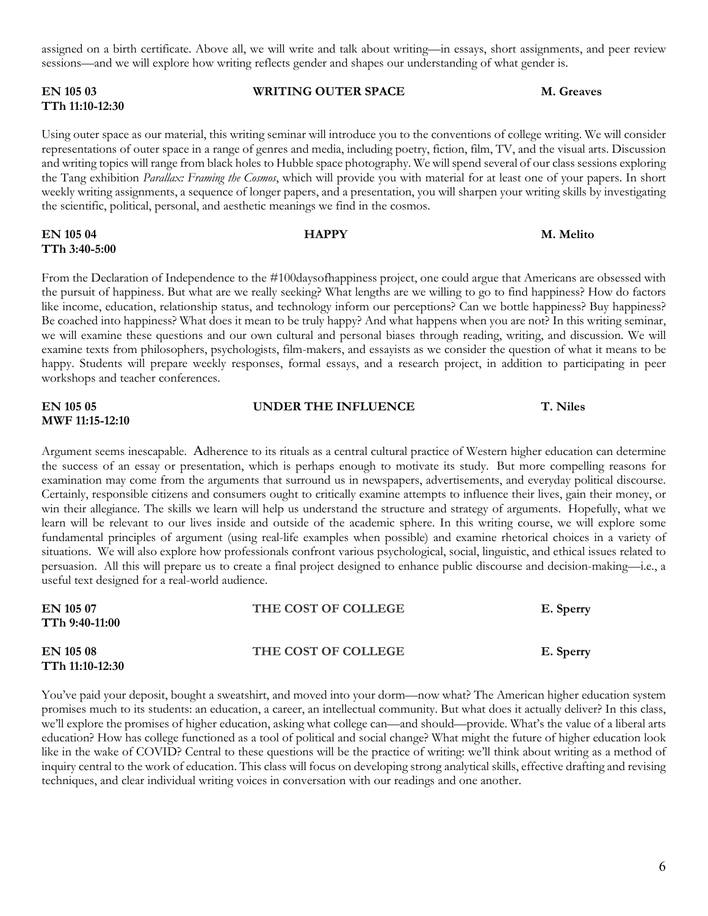assigned on a birth certificate. Above all, we will write and talk about writing—in essays, short assignments, and peer review sessions—and we will explore how writing reflects gender and shapes our understanding of what gender is.

**EN 105 03** **WRITING OUTER SPACE** **M. Greaves**
**TTh 11:10-12:30**

Using outer space as our material, this writing seminar will introduce you to the conventions of college writing. We will consider representations of outer space in a range of genres and media, including poetry, fiction, film, TV, and the visual arts. Discussion and writing topics will range from black holes to Hubble space photography. We will spend several of our class sessions exploring the Tang exhibition *Parallax: Framing the Cosmos*, which will provide you with material for at least one of your papers. In short weekly writing assignments, a sequence of longer papers, and a presentation, you will sharpen your writing skills by investigating the scientific, political, personal, and aesthetic meanings we find in the cosmos.

**EN 105 04** **HAPPY** **M. Melito**
**TTh 3:40-5:00**

From the Declaration of Independence to the #100daysofhappiness project, one could argue that Americans are obsessed with the pursuit of happiness. But what are we really seeking? What lengths are we willing to go to find happiness? How do factors like income, education, relationship status, and technology inform our perceptions? Can we bottle happiness? Buy happiness? Be coached into happiness? What does it mean to be truly happy? And what happens when you are not? In this writing seminar, we will examine these questions and our own cultural and personal biases through reading, writing, and discussion. We will examine texts from philosophers, psychologists, film-makers, and essayists as we consider the question of what it means to be happy. Students will prepare weekly responses, formal essays, and a research project, in addition to participating in peer workshops and teacher conferences.

**EN 105 05** **UNDER THE INFLUENCE** **T. Niles**
**MWF 11:15-12:10**

Argument seems inescapable. Adherence to its rituals as a central cultural practice of Western higher education can determine the success of an essay or presentation, which is perhaps enough to motivate its study. But more compelling reasons for examination may come from the arguments that surround us in newspapers, advertisements, and everyday political discourse. Certainly, responsible citizens and consumers ought to critically examine attempts to influence their lives, gain their money, or win their allegiance. The skills we learn will help us understand the structure and strategy of arguments. Hopefully, what we learn will be relevant to our lives inside and outside of the academic sphere. In this writing course, we will explore some fundamental principles of argument (using real-life examples when possible) and examine rhetorical choices in a variety of situations. We will also explore how professionals confront various psychological, social, linguistic, and ethical issues related to persuasion. All this will prepare us to create a final project designed to enhance public discourse and decision-making—i.e., a useful text designed for a real-world audience.

**EN 105 07** **THE COST OF COLLEGE** **E. Sperry**
**TTh 9:40-11:00**

**EN 105 08** **THE COST OF COLLEGE** **E. Sperry**
**TTh 11:10-12:30**

You've paid your deposit, bought a sweatshirt, and moved into your dorm—now what? The American higher education system promises much to its students: an education, a career, an intellectual community. But what does it actually deliver? In this class, we'll explore the promises of higher education, asking what college can—and should—provide. What's the value of a liberal arts education? How has college functioned as a tool of political and social change? What might the future of higher education look like in the wake of COVID? Central to these questions will be the practice of writing: we'll think about writing as a method of inquiry central to the work of education. This class will focus on developing strong analytical skills, effective drafting and revising techniques, and clear individual writing voices in conversation with our readings and one another.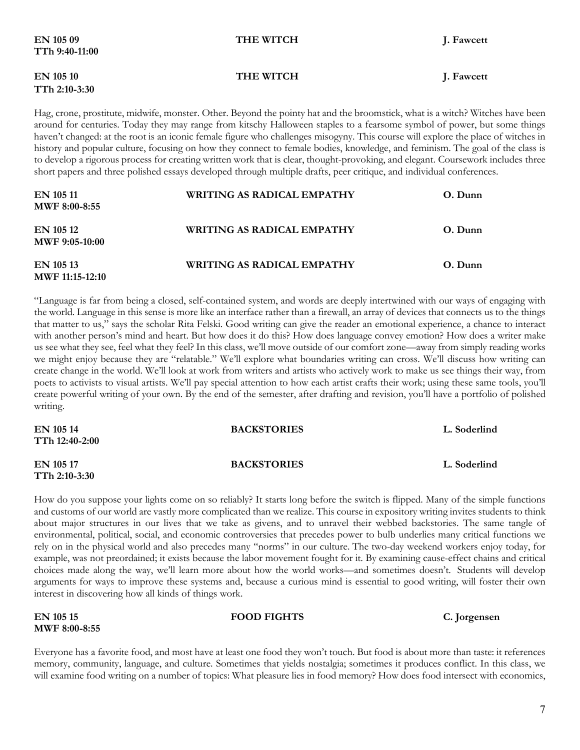**EN 105 09** **THE WITCH** **J. Fawcett**
**TTh 9:40-11:00**

**EN 105 10** **THE WITCH** **J. Fawcett**
**TTh 2:10-3:30**

Hag, crone, prostitute, midwife, monster. Other. Beyond the pointy hat and the broomstick, what is a witch? Witches have been around for centuries. Today they may range from kitschy Halloween staples to a fearsome symbol of power, but some things haven't changed: at the root is an iconic female figure who challenges misogyny. This course will explore the place of witches in history and popular culture, focusing on how they connect to female bodies, knowledge, and feminism. The goal of the class is to develop a rigorous process for creating written work that is clear, thought-provoking, and elegant. Coursework includes three short papers and three polished essays developed through multiple drafts, peer critique, and individual conferences.

**EN 105 11** **WRITING AS RADICAL EMPATHY** **O. Dunn**
**MWF 8:00-8:55**

**EN 105 12** **WRITING AS RADICAL EMPATHY** **O. Dunn**
**MWF 9:05-10:00**

**EN 105 13** **WRITING AS RADICAL EMPATHY** **O. Dunn**
**MWF 11:15-12:10**

"Language is far from being a closed, self-contained system, and words are deeply intertwined with our ways of engaging with the world. Language in this sense is more like an interface rather than a firewall, an array of devices that connects us to the things that matter to us," says the scholar Rita Felski. Good writing can give the reader an emotional experience, a chance to interact with another person's mind and heart. But how does it do this? How does language convey emotion? How does a writer make us see what they see, feel what they feel? In this class, we'll move outside of our comfort zone—away from simply reading works we might enjoy because they are "relatable." We'll explore what boundaries writing can cross. We'll discuss how writing can create change in the world. We'll look at work from writers and artists who actively work to make us see things their way, from poets to activists to visual artists. We'll pay special attention to how each artist crafts their work; using these same tools, you'll create powerful writing of your own. By the end of the semester, after drafting and revision, you'll have a portfolio of polished writing.

**EN 105 14** **BACKSTORIES** **L. Soderlind**
**TTh 12:40-2:00**

**EN 105 17** **BACKSTORIES** **L. Soderlind**
**TTh 2:10-3:30**

How do you suppose your lights come on so reliably? It starts long before the switch is flipped. Many of the simple functions and customs of our world are vastly more complicated than we realize. This course in expository writing invites students to think about major structures in our lives that we take as givens, and to unravel their webbed backstories. The same tangle of environmental, political, social, and economic controversies that precedes power to bulb underlies many critical functions we rely on in the physical world and also precedes many "norms" in our culture. The two-day weekend workers enjoy today, for example, was not preordained; it exists because the labor movement fought for it. By examining cause-effect chains and critical choices made along the way, we'll learn more about how the world works—and sometimes doesn't. Students will develop arguments for ways to improve these systems and, because a curious mind is essential to good writing, will foster their own interest in discovering how all kinds of things work.

**EN 105 15** **FOOD FIGHTS** **C. Jorgensen**
**MWF 8:00-8:55**

Everyone has a favorite food, and most have at least one food they won't touch. But food is about more than taste: it references memory, community, language, and culture. Sometimes that yields nostalgia; sometimes it produces conflict. In this class, we will examine food writing on a number of topics: What pleasure lies in food memory? How does food intersect with economics,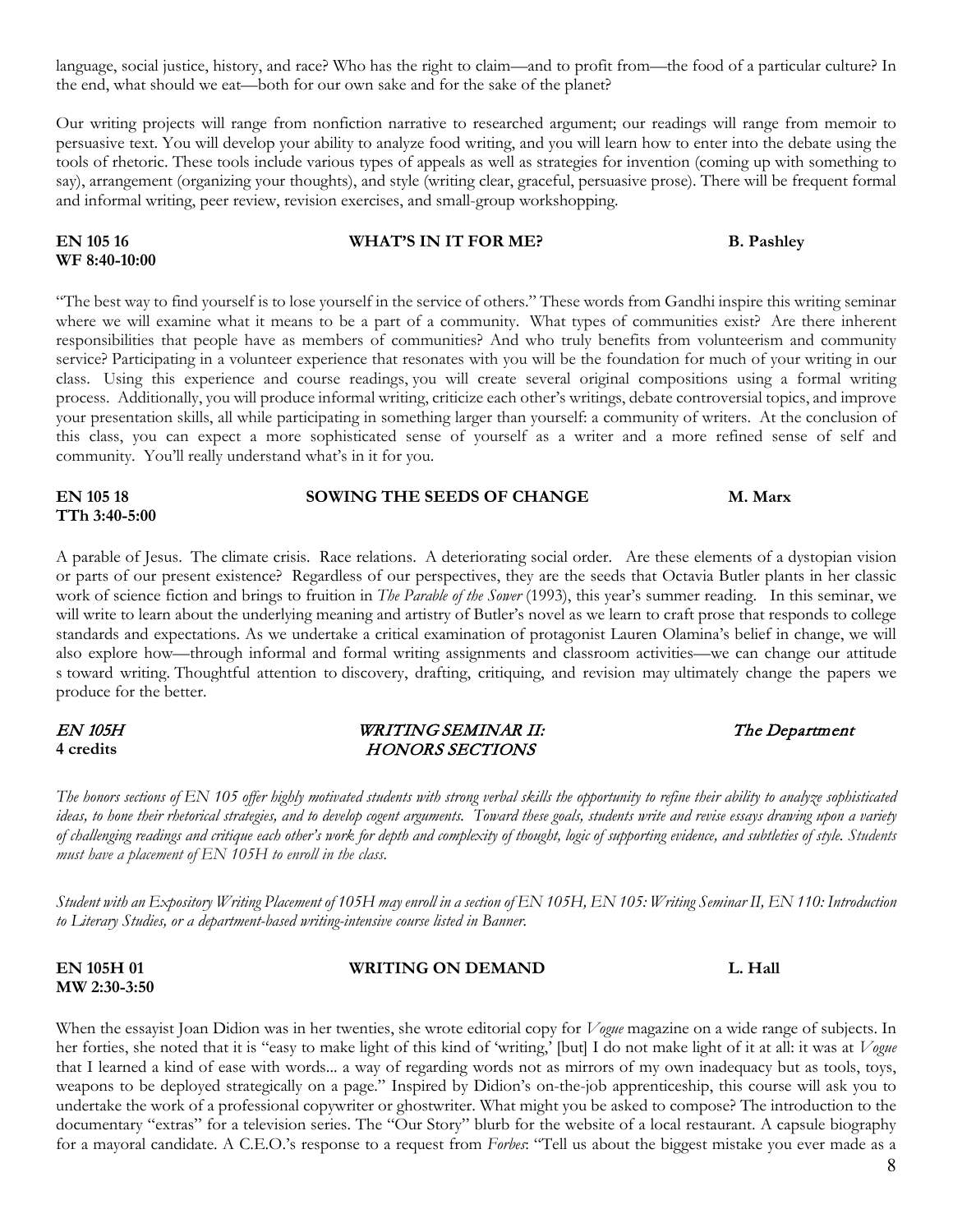language, social justice, history, and race? Who has the right to claim—and to profit from—the food of a particular culture? In the end, what should we eat—both for our own sake and for the sake of the planet?

Our writing projects will range from nonfiction narrative to researched argument; our readings will range from memoir to persuasive text. You will develop your ability to analyze food writing, and you will learn how to enter into the debate using the tools of rhetoric. These tools include various types of appeals as well as strategies for invention (coming up with something to say), arrangement (organizing your thoughts), and style (writing clear, graceful, persuasive prose). There will be frequent formal and informal writing, peer review, revision exercises, and small-group workshopping.

**EN 105 16** **WHAT'S IN IT FOR ME?** **B. Pashley**
**WF 8:40-10:00**

"The best way to find yourself is to lose yourself in the service of others." These words from Gandhi inspire this writing seminar where we will examine what it means to be a part of a community. What types of communities exist? Are there inherent responsibilities that people have as members of communities? And who truly benefits from volunteerism and community service? Participating in a volunteer experience that resonates with you will be the foundation for much of your writing in our class. Using this experience and course readings, you will create several original compositions using a formal writing process. Additionally, you will produce informal writing, criticize each other's writings, debate controversial topics, and improve your presentation skills, all while participating in something larger than yourself: a community of writers. At the conclusion of this class, you can expect a more sophisticated sense of yourself as a writer and a more refined sense of self and community. You'll really understand what's in it for you.

**EN 105 18** **SOWING THE SEEDS OF CHANGE** **M. Marx**
**TTh 3:40-5:00**

A parable of Jesus. The climate crisis. Race relations. A deteriorating social order. Are these elements of a dystopian vision or parts of our present existence? Regardless of our perspectives, they are the seeds that Octavia Butler plants in her classic work of science fiction and brings to fruition in *The Parable of the Sower* (1993), this year's summer reading. In this seminar, we will write to learn about the underlying meaning and artistry of Butler's novel as we learn to craft prose that responds to college standards and expectations. As we undertake a critical examination of protagonist Lauren Olamina's belief in change, we will also explore how—through informal and formal writing assignments and classroom activities—we can change our attitude s toward writing. Thoughtful attention to discovery, drafting, critiquing, and revision may ultimately change the papers we produce for the better.

***EN 105H*** ***WRITING SEMINAR II: HONORS SECTIONS*** ***The Department***
**4 credits**

*The honors sections of EN 105 offer highly motivated students with strong verbal skills the opportunity to refine their ability to analyze sophisticated ideas, to hone their rhetorical strategies, and to develop cogent arguments. Toward these goals, students write and revise essays drawing upon a variety of challenging readings and critique each other's work for depth and complexity of thought, logic of supporting evidence, and subtleties of style. Students must have a placement of EN 105H to enroll in the class.*

*Student with an Expository Writing Placement of 105H may enroll in a section of EN 105H, EN 105: Writing Seminar II, EN 110: Introduction to Literary Studies, or a department-based writing-intensive course listed in Banner.*

**EN 105H 01** **WRITING ON DEMAND** **L. Hall**
**MW 2:30-3:50**

When the essayist Joan Didion was in her twenties, she wrote editorial copy for *Vogue* magazine on a wide range of subjects. In her forties, she noted that it is "easy to make light of this kind of 'writing,' [but] I do not make light of it at all: it was at *Vogue* that I learned a kind of ease with words... a way of regarding words not as mirrors of my own inadequacy but as tools, toys, weapons to be deployed strategically on a page." Inspired by Didion's on-the-job apprenticeship, this course will ask you to undertake the work of a professional copywriter or ghostwriter. What might you be asked to compose? The introduction to the documentary "extras" for a television series. The "Our Story" blurb for the website of a local restaurant. A capsule biography for a mayoral candidate. A C.E.O.'s response to a request from *Forbes*: "Tell us about the biggest mistake you ever made as a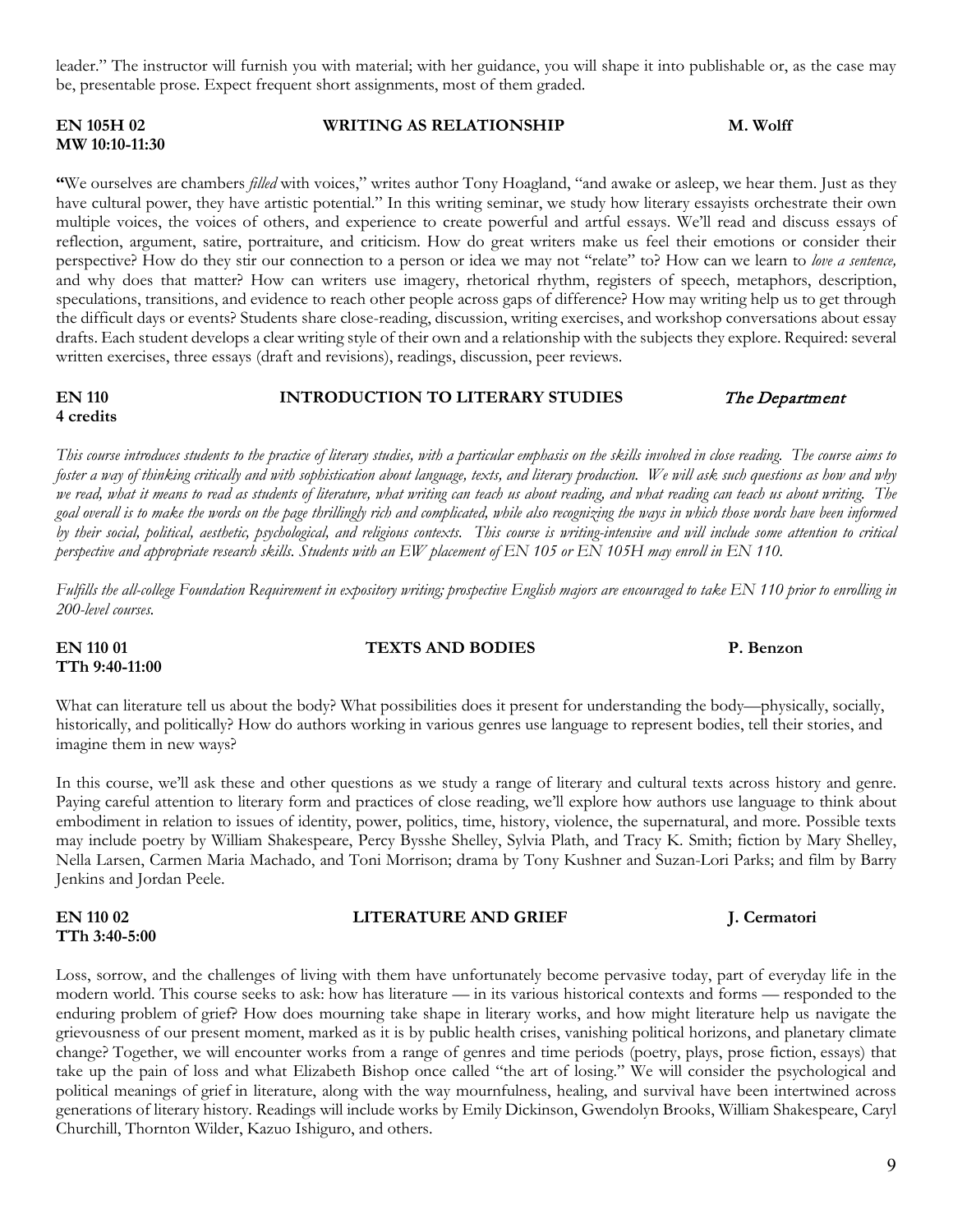leader." The instructor will furnish you with material; with her guidance, you will shape it into publishable or, as the case may be, presentable prose. Expect frequent short assignments, most of them graded.

**EN 105H 02** **WRITING AS RELATIONSHIP** **M. Wolff**
**MW 10:10-11:30**

**"**We ourselves are chambers *filled* with voices," writes author Tony Hoagland, "and awake or asleep, we hear them. Just as they have cultural power, they have artistic potential." In this writing seminar, we study how literary essayists orchestrate their own multiple voices, the voices of others, and experience to create powerful and artful essays. We'll read and discuss essays of reflection, argument, satire, portraiture, and criticism. How do great writers make us feel their emotions or consider their perspective? How do they stir our connection to a person or idea we may not "relate" to? How can we learn to *love a sentence,* and why does that matter? How can writers use imagery, rhetorical rhythm, registers of speech, metaphors, description, speculations, transitions, and evidence to reach other people across gaps of difference? How may writing help us to get through the difficult days or events? Students share close-reading, discussion, writing exercises, and workshop conversations about essay drafts. Each student develops a clear writing style of their own and a relationship with the subjects they explore. Required: several written exercises, three essays (draft and revisions), readings, discussion, peer reviews.

**EN 110** **INTRODUCTION TO LITERARY STUDIES** *The Department*
**4 credits**

*This course introduces students to the practice of literary studies, with a particular emphasis on the skills involved in close reading. The course aims to foster a way of thinking critically and with sophistication about language, texts, and literary production. We will ask such questions as how and why we read, what it means to read as students of literature, what writing can teach us about reading, and what reading can teach us about writing. The goal overall is to make the words on the page thrillingly rich and complicated, while also recognizing the ways in which those words have been informed by their social, political, aesthetic, psychological, and religious contexts. This course is writing-intensive and will include some attention to critical perspective and appropriate research skills. Students with an EW placement of EN 105 or EN 105H may enroll in EN 110.*

*Fulfills the all-college Foundation Requirement in expository writing; prospective English majors are encouraged to take EN 110 prior to enrolling in 200-level courses.*

**EN 110 01** **TEXTS AND BODIES** **P. Benzon**
**TTh 9:40-11:00**

What can literature tell us about the body? What possibilities does it present for understanding the body—physically, socially, historically, and politically? How do authors working in various genres use language to represent bodies, tell their stories, and imagine them in new ways?

In this course, we'll ask these and other questions as we study a range of literary and cultural texts across history and genre. Paying careful attention to literary form and practices of close reading, we'll explore how authors use language to think about embodiment in relation to issues of identity, power, politics, time, history, violence, the supernatural, and more. Possible texts may include poetry by William Shakespeare, Percy Bysshe Shelley, Sylvia Plath, and Tracy K. Smith; fiction by Mary Shelley, Nella Larsen, Carmen Maria Machado, and Toni Morrison; drama by Tony Kushner and Suzan-Lori Parks; and film by Barry Jenkins and Jordan Peele.

**EN 110 02** **LITERATURE AND GRIEF** **J. Cermatori**
**TTh 3:40-5:00**

Loss, sorrow, and the challenges of living with them have unfortunately become pervasive today, part of everyday life in the modern world. This course seeks to ask: how has literature — in its various historical contexts and forms — responded to the enduring problem of grief? How does mourning take shape in literary works, and how might literature help us navigate the grievousness of our present moment, marked as it is by public health crises, vanishing political horizons, and planetary climate change? Together, we will encounter works from a range of genres and time periods (poetry, plays, prose fiction, essays) that take up the pain of loss and what Elizabeth Bishop once called "the art of losing." We will consider the psychological and political meanings of grief in literature, along with the way mournfulness, healing, and survival have been intertwined across generations of literary history. Readings will include works by Emily Dickinson, Gwendolyn Brooks, William Shakespeare, Caryl Churchill, Thornton Wilder, Kazuo Ishiguro, and others.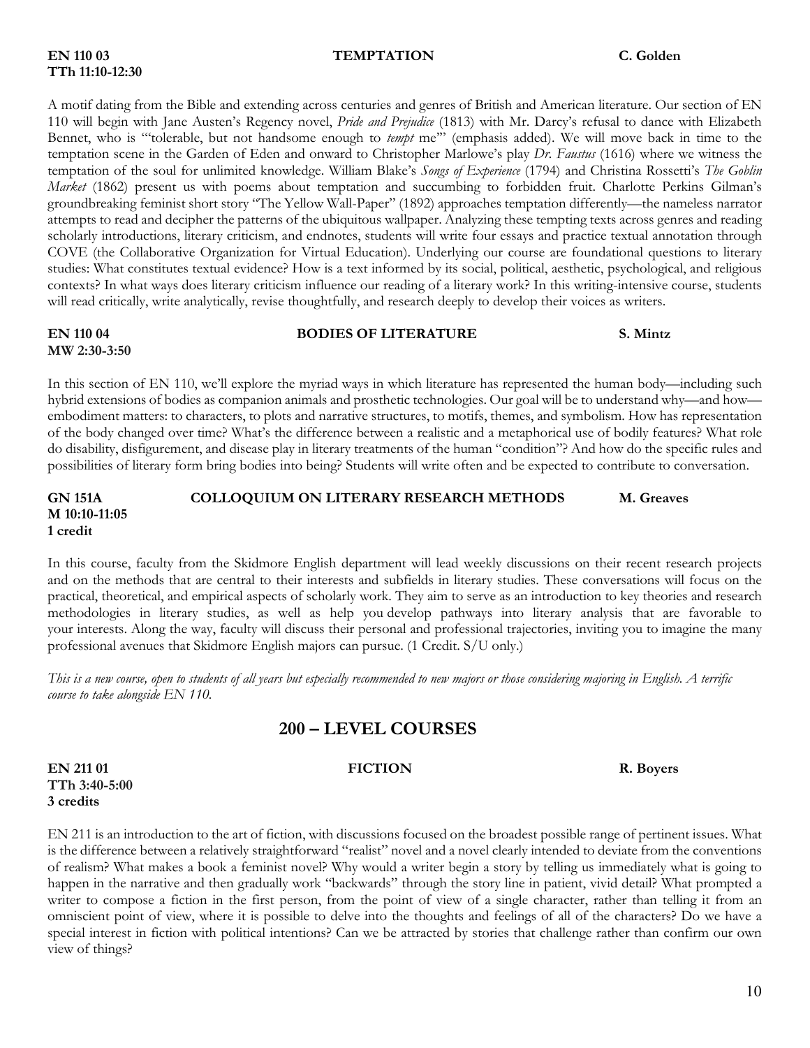**EN 110 03** **TEMPTATION** **C. Golden**
**TTh 11:10-12:30**

A motif dating from the Bible and extending across centuries and genres of British and American literature. Our section of EN 110 will begin with Jane Austen's Regency novel, *Pride and Prejudice* (1813) with Mr. Darcy's refusal to dance with Elizabeth Bennet, who is "'tolerable, but not handsome enough to *tempt* me'" (emphasis added). We will move back in time to the temptation scene in the Garden of Eden and onward to Christopher Marlowe's play *Dr. Faustus* (1616) where we witness the temptation of the soul for unlimited knowledge. William Blake's *Songs of Experience* (1794) and Christina Rossetti's *The Goblin Market* (1862) present us with poems about temptation and succumbing to forbidden fruit. Charlotte Perkins Gilman's groundbreaking feminist short story "The Yellow Wall-Paper" (1892) approaches temptation differently—the nameless narrator attempts to read and decipher the patterns of the ubiquitous wallpaper. Analyzing these tempting texts across genres and reading scholarly introductions, literary criticism, and endnotes, students will write four essays and practice textual annotation through COVE (the Collaborative Organization for Virtual Education). Underlying our course are foundational questions to literary studies: What constitutes textual evidence? How is a text informed by its social, political, aesthetic, psychological, and religious contexts? In what ways does literary criticism influence our reading of a literary work? In this writing-intensive course, students will read critically, write analytically, revise thoughtfully, and research deeply to develop their voices as writers.

**EN 110 04** **BODIES OF LITERATURE** **S. Mintz**
**MW 2:30-3:50**

In this section of EN 110, we'll explore the myriad ways in which literature has represented the human body—including such hybrid extensions of bodies as companion animals and prosthetic technologies. Our goal will be to understand why—and how—embodiment matters: to characters, to plots and narrative structures, to motifs, themes, and symbolism. How has representation of the body changed over time? What's the difference between a realistic and a metaphorical use of bodily features? What role do disability, disfigurement, and disease play in literary treatments of the human "condition"? And how do the specific rules and possibilities of literary form bring bodies into being? Students will write often and be expected to contribute to conversation.

**GN 151A** **COLLOQUIUM ON LITERARY RESEARCH METHODS** **M. Greaves**
**M 10:10-11:05**
**1 credit**

In this course, faculty from the Skidmore English department will lead weekly discussions on their recent research projects and on the methods that are central to their interests and subfields in literary studies. These conversations will focus on the practical, theoretical, and empirical aspects of scholarly work. They aim to serve as an introduction to key theories and research methodologies in literary studies, as well as help you develop pathways into literary analysis that are favorable to your interests. Along the way, faculty will discuss their personal and professional trajectories, inviting you to imagine the many professional avenues that Skidmore English majors can pursue. (1 Credit. S/U only.)

*This is a new course, open to students of all years but especially recommended to new majors or those considering majoring in English. A terrific course to take alongside EN 110.*

## 200 – LEVEL COURSES

**EN 211 01** **FICTION** **R. Boyers**
**TTh 3:40-5:00**
**3 credits**

EN 211 is an introduction to the art of fiction, with discussions focused on the broadest possible range of pertinent issues. What is the difference between a relatively straightforward "realist" novel and a novel clearly intended to deviate from the conventions of realism? What makes a book a feminist novel? Why would a writer begin a story by telling us immediately what is going to happen in the narrative and then gradually work "backwards" through the story line in patient, vivid detail? What prompted a writer to compose a fiction in the first person, from the point of view of a single character, rather than telling it from an omniscient point of view, where it is possible to delve into the thoughts and feelings of all of the characters? Do we have a special interest in fiction with political intentions? Can we be attracted by stories that challenge rather than confirm our own view of things?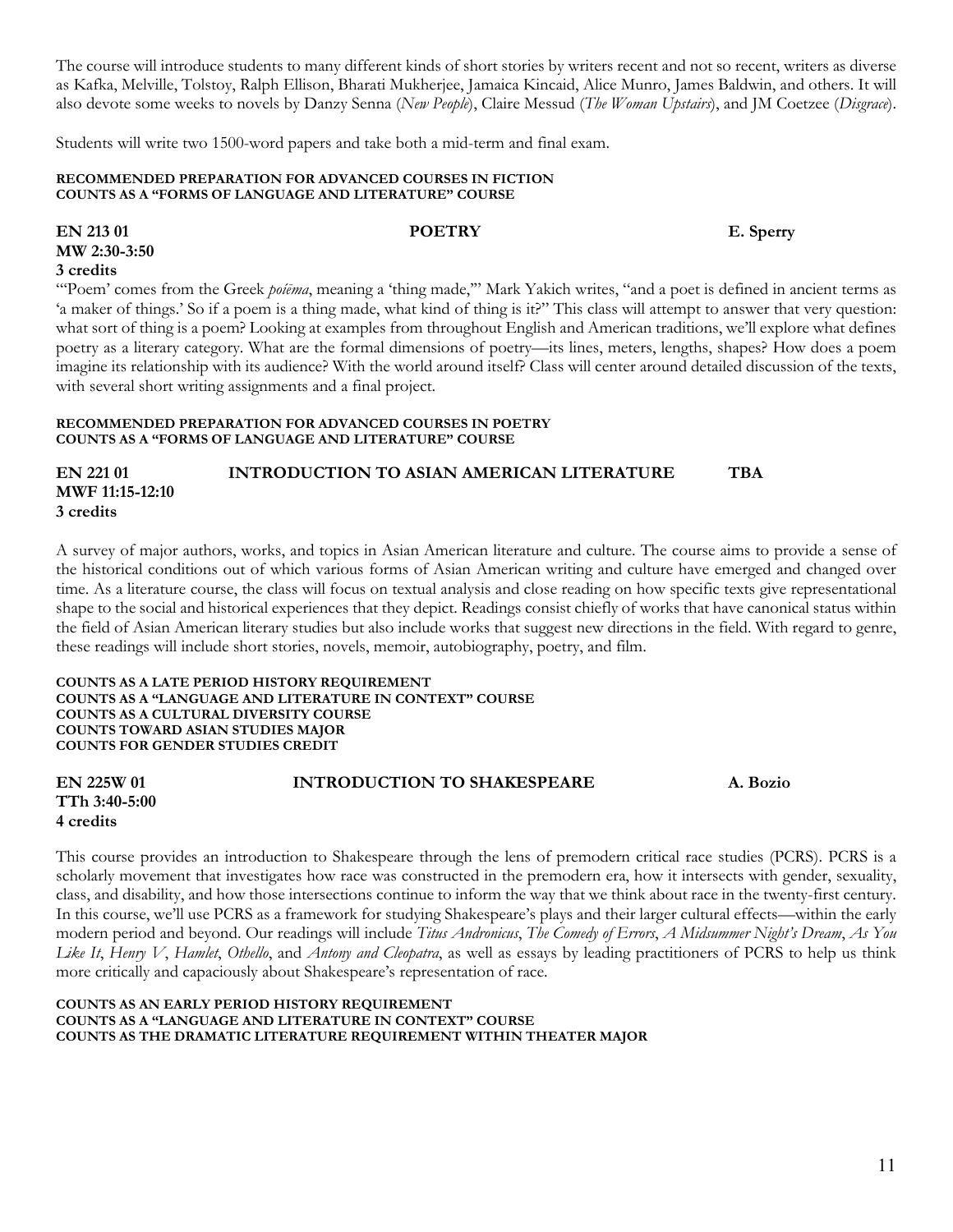The course will introduce students to many different kinds of short stories by writers recent and not so recent, writers as diverse as Kafka, Melville, Tolstoy, Ralph Ellison, Bharati Mukherjee, Jamaica Kincaid, Alice Munro, James Baldwin, and others. It will also devote some weeks to novels by Danzy Senna (*New People*), Claire Messud (*The Woman Upstairs*), and JM Coetzee (*Disgrace*).

Students will write two 1500-word papers and take both a mid-term and final exam.

**RECOMMENDED PREPARATION FOR ADVANCED COURSES IN FICTION**
**COUNTS AS A "FORMS OF LANGUAGE AND LITERATURE" COURSE**

**EN 213 01 — POETRY — E. Sperry**
**MW 2:30-3:50**
**3 credits**

"'Poem' comes from the Greek *poiēma*, meaning a 'thing made,'" Mark Yakich writes, "and a poet is defined in ancient terms as 'a maker of things.' So if a poem is a thing made, what kind of thing is it?" This class will attempt to answer that very question: what sort of thing is a poem? Looking at examples from throughout English and American traditions, we'll explore what defines poetry as a literary category. What are the formal dimensions of poetry—its lines, meters, lengths, shapes? How does a poem imagine its relationship with its audience? With the world around itself? Class will center around detailed discussion of the texts, with several short writing assignments and a final project.

**RECOMMENDED PREPARATION FOR ADVANCED COURSES IN POETRY**
**COUNTS AS A "FORMS OF LANGUAGE AND LITERATURE" COURSE**

**EN 221 01 — INTRODUCTION TO ASIAN AMERICAN LITERATURE — TBA**
**MWF 11:15-12:10**
**3 credits**

A survey of major authors, works, and topics in Asian American literature and culture. The course aims to provide a sense of the historical conditions out of which various forms of Asian American writing and culture have emerged and changed over time. As a literature course, the class will focus on textual analysis and close reading on how specific texts give representational shape to the social and historical experiences that they depict. Readings consist chiefly of works that have canonical status within the field of Asian American literary studies but also include works that suggest new directions in the field. With regard to genre, these readings will include short stories, novels, memoir, autobiography, poetry, and film.

**COUNTS AS A LATE PERIOD HISTORY REQUIREMENT**
**COUNTS AS A "LANGUAGE AND LITERATURE IN CONTEXT" COURSE**
**COUNTS AS A CULTURAL DIVERSITY COURSE**
**COUNTS TOWARD ASIAN STUDIES MAJOR**
**COUNTS FOR GENDER STUDIES CREDIT**

**EN 225W 01 — INTRODUCTION TO SHAKESPEARE — A. Bozio**
**TTh 3:40-5:00**
**4 credits**

This course provides an introduction to Shakespeare through the lens of premodern critical race studies (PCRS). PCRS is a scholarly movement that investigates how race was constructed in the premodern era, how it intersects with gender, sexuality, class, and disability, and how those intersections continue to inform the way that we think about race in the twenty-first century. In this course, we'll use PCRS as a framework for studying Shakespeare's plays and their larger cultural effects—within the early modern period and beyond. Our readings will include *Titus Andronicus*, *The Comedy of Errors*, *A Midsummer Night's Dream*, *As You Like It*, *Henry V*, *Hamlet*, *Othello*, and *Antony and Cleopatra*, as well as essays by leading practitioners of PCRS to help us think more critically and capaciously about Shakespeare's representation of race.

**COUNTS AS AN EARLY PERIOD HISTORY REQUIREMENT**
**COUNTS AS A "LANGUAGE AND LITERATURE IN CONTEXT" COURSE**
**COUNTS AS THE DRAMATIC LITERATURE REQUIREMENT WITHIN THEATER MAJOR**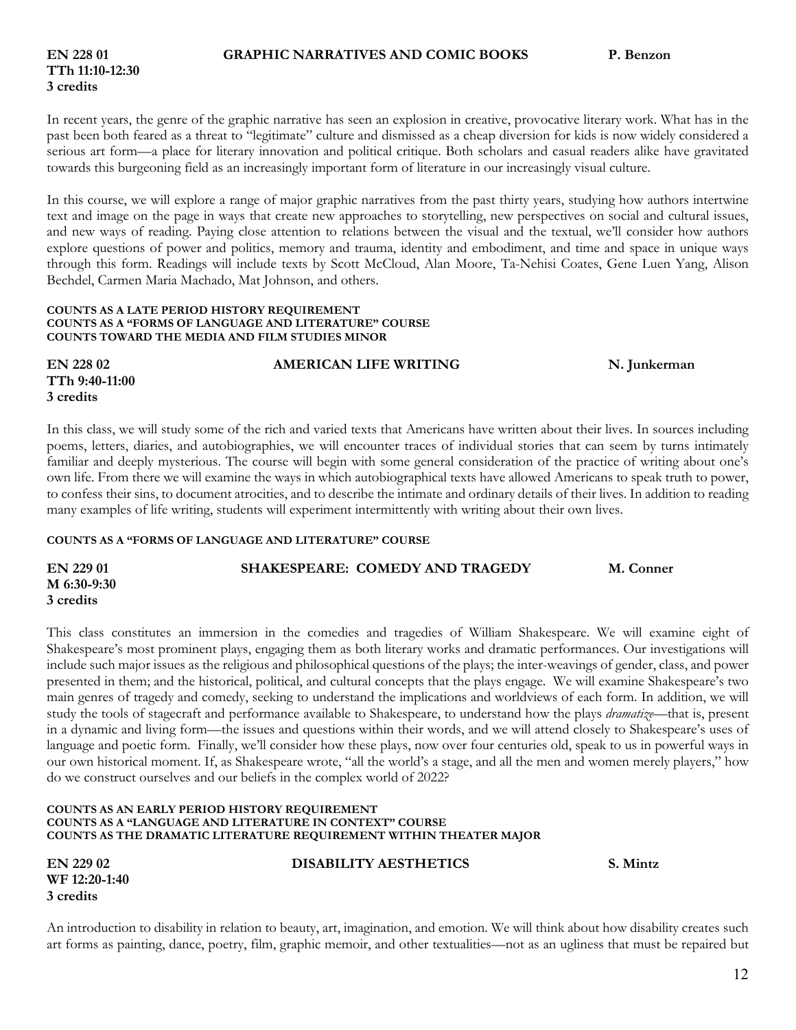**EN 228 01** **GRAPHIC NARRATIVES AND COMIC BOOKS** **P. Benzon**
**TTh 11:10-12:30**
**3 credits**

In recent years, the genre of the graphic narrative has seen an explosion in creative, provocative literary work. What has in the past been both feared as a threat to "legitimate" culture and dismissed as a cheap diversion for kids is now widely considered a serious art form—a place for literary innovation and political critique. Both scholars and casual readers alike have gravitated towards this burgeoning field as an increasingly important form of literature in our increasingly visual culture.

In this course, we will explore a range of major graphic narratives from the past thirty years, studying how authors intertwine text and image on the page in ways that create new approaches to storytelling, new perspectives on social and cultural issues, and new ways of reading. Paying close attention to relations between the visual and the textual, we'll consider how authors explore questions of power and politics, memory and trauma, identity and embodiment, and time and space in unique ways through this form. Readings will include texts by Scott McCloud, Alan Moore, Ta-Nehisi Coates, Gene Luen Yang, Alison Bechdel, Carmen Maria Machado, Mat Johnson, and others.

**COUNTS AS A LATE PERIOD HISTORY REQUIREMENT**
**COUNTS AS A "FORMS OF LANGUAGE AND LITERATURE" COURSE**
**COUNTS TOWARD THE MEDIA AND FILM STUDIES MINOR**

**EN 228 02** **AMERICAN LIFE WRITING** **N. Junkerman**
**TTh 9:40-11:00**
**3 credits**

In this class, we will study some of the rich and varied texts that Americans have written about their lives. In sources including poems, letters, diaries, and autobiographies, we will encounter traces of individual stories that can seem by turns intimately familiar and deeply mysterious. The course will begin with some general consideration of the practice of writing about one's own life. From there we will examine the ways in which autobiographical texts have allowed Americans to speak truth to power, to confess their sins, to document atrocities, and to describe the intimate and ordinary details of their lives. In addition to reading many examples of life writing, students will experiment intermittently with writing about their own lives.

**COUNTS AS A "FORMS OF LANGUAGE AND LITERATURE" COURSE**

**EN 229 01** **SHAKESPEARE: COMEDY AND TRAGEDY** **M. Conner**
**M 6:30-9:30**
**3 credits**

This class constitutes an immersion in the comedies and tragedies of William Shakespeare. We will examine eight of Shakespeare's most prominent plays, engaging them as both literary works and dramatic performances. Our investigations will include such major issues as the religious and philosophical questions of the plays; the inter-weavings of gender, class, and power presented in them; and the historical, political, and cultural concepts that the plays engage. We will examine Shakespeare's two main genres of tragedy and comedy, seeking to understand the implications and worldviews of each form. In addition, we will study the tools of stagecraft and performance available to Shakespeare, to understand how the plays *dramatize*—that is, present in a dynamic and living form—the issues and questions within their words, and we will attend closely to Shakespeare's uses of language and poetic form. Finally, we'll consider how these plays, now over four centuries old, speak to us in powerful ways in our own historical moment. If, as Shakespeare wrote, "all the world's a stage, and all the men and women merely players," how do we construct ourselves and our beliefs in the complex world of 2022?

**COUNTS AS AN EARLY PERIOD HISTORY REQUIREMENT**
**COUNTS AS A "LANGUAGE AND LITERATURE IN CONTEXT" COURSE**
**COUNTS AS THE DRAMATIC LITERATURE REQUIREMENT WITHIN THEATER MAJOR**

**EN 229 02** **DISABILITY AESTHETICS** **S. Mintz**
**WF 12:20-1:40**
**3 credits**

An introduction to disability in relation to beauty, art, imagination, and emotion. We will think about how disability creates such art forms as painting, dance, poetry, film, graphic memoir, and other textualities—not as an ugliness that must be repaired but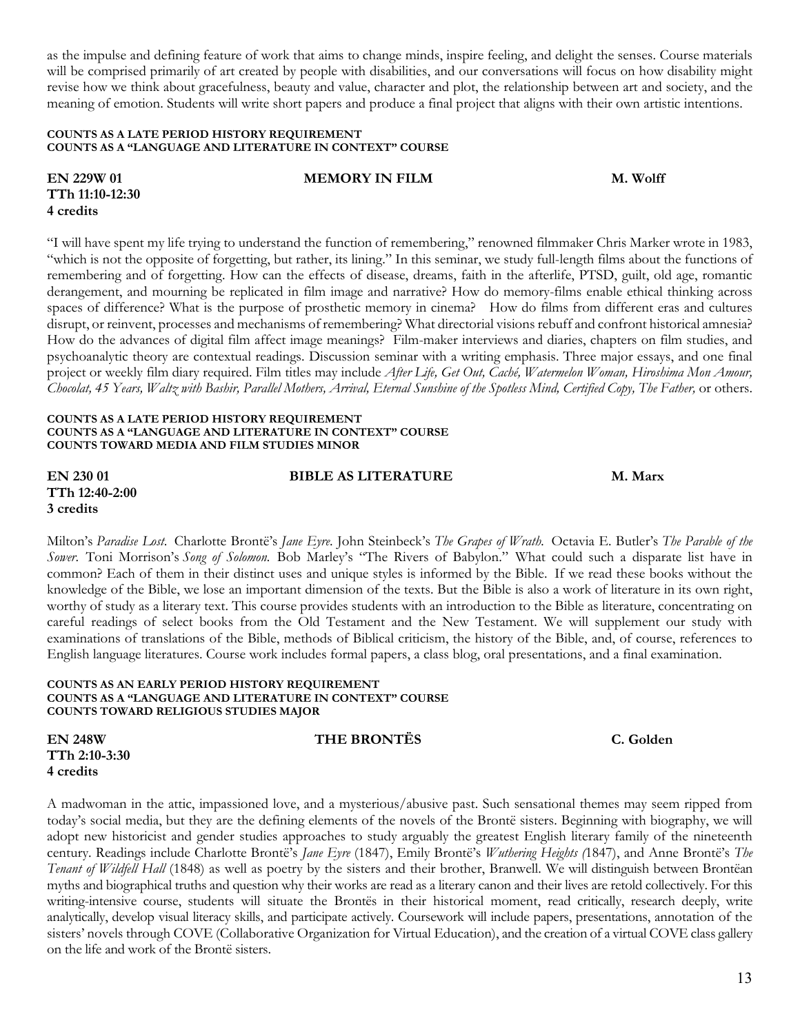as the impulse and defining feature of work that aims to change minds, inspire feeling, and delight the senses. Course materials will be comprised primarily of art created by people with disabilities, and our conversations will focus on how disability might revise how we think about gracefulness, beauty and value, character and plot, the relationship between art and society, and the meaning of emotion. Students will write short papers and produce a final project that aligns with their own artistic intentions.

**COUNTS AS A LATE PERIOD HISTORY REQUIREMENT**
**COUNTS AS A "LANGUAGE AND LITERATURE IN CONTEXT" COURSE**

**EN 229W 01** **MEMORY IN FILM** **M. Wolff**
**TTh 11:10-12:30**
**4 credits**

"I will have spent my life trying to understand the function of remembering," renowned filmmaker Chris Marker wrote in 1983, "which is not the opposite of forgetting, but rather, its lining." In this seminar, we study full-length films about the functions of remembering and of forgetting. How can the effects of disease, dreams, faith in the afterlife, PTSD, guilt, old age, romantic derangement, and mourning be replicated in film image and narrative? How do memory-films enable ethical thinking across spaces of difference? What is the purpose of prosthetic memory in cinema? How do films from different eras and cultures disrupt, or reinvent, processes and mechanisms of remembering? What directorial visions rebuff and confront historical amnesia? How do the advances of digital film affect image meanings? Film-maker interviews and diaries, chapters on film studies, and psychoanalytic theory are contextual readings. Discussion seminar with a writing emphasis. Three major essays, and one final project or weekly film diary required. Film titles may include *After Life, Get Out, Caché, Watermelon Woman, Hiroshima Mon Amour, Chocolat, 45 Years, Waltz with Bashir, Parallel Mothers, Arrival, Eternal Sunshine of the Spotless Mind, Certified Copy, The Father,* or others.

**COUNTS AS A LATE PERIOD HISTORY REQUIREMENT**
**COUNTS AS A "LANGUAGE AND LITERATURE IN CONTEXT" COURSE**
**COUNTS TOWARD MEDIA AND FILM STUDIES MINOR**

**EN 230 01** **BIBLE AS LITERATURE** **M. Marx**
**TTh 12:40-2:00**
**3 credits**

Milton's *Paradise Lost*. Charlotte Brontë's *Jane Eyre*. John Steinbeck's *The Grapes of Wrath*. Octavia E. Butler's *The Parable of the Sower*. Toni Morrison's *Song of Solomon*. Bob Marley's "The Rivers of Babylon." What could such a disparate list have in common? Each of them in their distinct uses and unique styles is informed by the Bible. If we read these books without the knowledge of the Bible, we lose an important dimension of the texts. But the Bible is also a work of literature in its own right, worthy of study as a literary text. This course provides students with an introduction to the Bible as literature, concentrating on careful readings of select books from the Old Testament and the New Testament. We will supplement our study with examinations of translations of the Bible, methods of Biblical criticism, the history of the Bible, and, of course, references to English language literatures. Course work includes formal papers, a class blog, oral presentations, and a final examination.

**COUNTS AS AN EARLY PERIOD HISTORY REQUIREMENT**
**COUNTS AS A "LANGUAGE AND LITERATURE IN CONTEXT" COURSE**
**COUNTS TOWARD RELIGIOUS STUDIES MAJOR**

**EN 248W** **THE BRONTËS** **C. Golden**
**TTh 2:10-3:30**
**4 credits**

A madwoman in the attic, impassioned love, and a mysterious/abusive past. Such sensational themes may seem ripped from today's social media, but they are the defining elements of the novels of the Brontë sisters. Beginning with biography, we will adopt new historicist and gender studies approaches to study arguably the greatest English literary family of the nineteenth century. Readings include Charlotte Brontë's *Jane Eyre* (1847), Emily Brontë's *Wuthering Heights (*1847), and Anne Brontë's *The Tenant of Wildfell Hall* (1848) as well as poetry by the sisters and their brother, Branwell. We will distinguish between Brontëan myths and biographical truths and question why their works are read as a literary canon and their lives are retold collectively. For this writing-intensive course, students will situate the Brontës in their historical moment, read critically, research deeply, write analytically, develop visual literacy skills, and participate actively. Coursework will include papers, presentations, annotation of the sisters' novels through COVE (Collaborative Organization for Virtual Education), and the creation of a virtual COVE class gallery on the life and work of the Brontë sisters.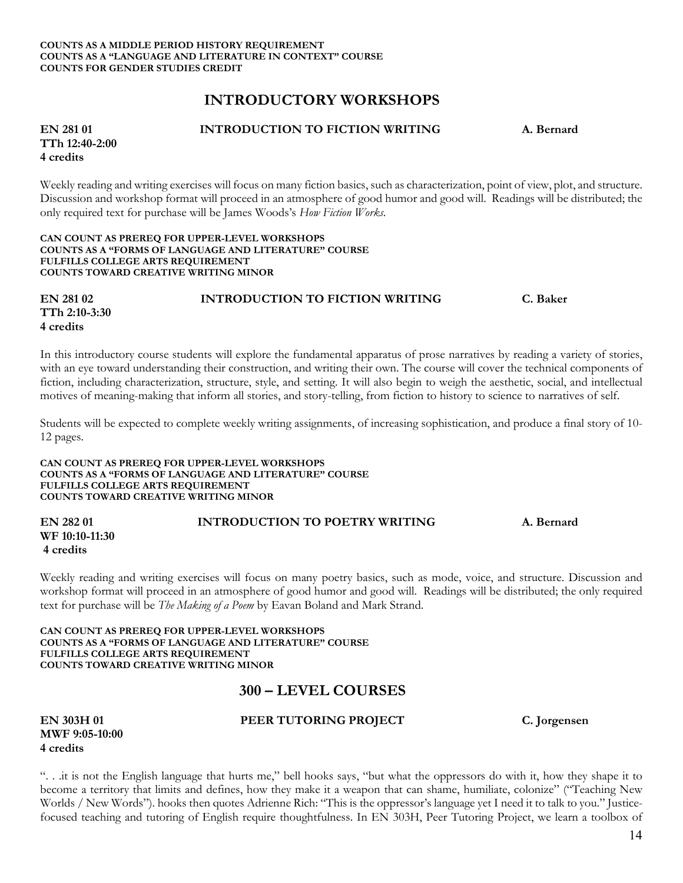**COUNTS AS A MIDDLE PERIOD HISTORY REQUIREMENT**
**COUNTS AS A "LANGUAGE AND LITERATURE IN CONTEXT" COURSE**
**COUNTS FOR GENDER STUDIES CREDIT**

## INTRODUCTORY WORKSHOPS

**EN 281 01** **INTRODUCTION TO FICTION WRITING** **A. Bernard**
**TTh 12:40-2:00**
**4 credits**

Weekly reading and writing exercises will focus on many fiction basics, such as characterization, point of view, plot, and structure. Discussion and workshop format will proceed in an atmosphere of good humor and good will. Readings will be distributed; the only required text for purchase will be James Woods's *How Fiction Works*.

**CAN COUNT AS PREREQ FOR UPPER-LEVEL WORKSHOPS**
**COUNTS AS A "FORMS OF LANGUAGE AND LITERATURE" COURSE**
**FULFILLS COLLEGE ARTS REQUIREMENT**
**COUNTS TOWARD CREATIVE WRITING MINOR**

**EN 281 02** **INTRODUCTION TO FICTION WRITING** **C. Baker**
**TTh 2:10-3:30**
**4 credits**

In this introductory course students will explore the fundamental apparatus of prose narratives by reading a variety of stories, with an eye toward understanding their construction, and writing their own. The course will cover the technical components of fiction, including characterization, structure, style, and setting. It will also begin to weigh the aesthetic, social, and intellectual motives of meaning-making that inform all stories, and story-telling, from fiction to history to science to narratives of self.

Students will be expected to complete weekly writing assignments, of increasing sophistication, and produce a final story of 10-12 pages.

**CAN COUNT AS PREREQ FOR UPPER-LEVEL WORKSHOPS**
**COUNTS AS A "FORMS OF LANGUAGE AND LITERATURE" COURSE**
**FULFILLS COLLEGE ARTS REQUIREMENT**
**COUNTS TOWARD CREATIVE WRITING MINOR**

**EN 282 01** **INTRODUCTION TO POETRY WRITING** **A. Bernard**
**WF 10:10-11:30**
**4 credits**

Weekly reading and writing exercises will focus on many poetry basics, such as mode, voice, and structure. Discussion and workshop format will proceed in an atmosphere of good humor and good will. Readings will be distributed; the only required text for purchase will be *The Making of a Poem* by Eavan Boland and Mark Strand.

**CAN COUNT AS PREREQ FOR UPPER-LEVEL WORKSHOPS**
**COUNTS AS A "FORMS OF LANGUAGE AND LITERATURE" COURSE**
**FULFILLS COLLEGE ARTS REQUIREMENT**
**COUNTS TOWARD CREATIVE WRITING MINOR**

## 300 – LEVEL COURSES

**EN 303H 01** **PEER TUTORING PROJECT** **C. Jorgensen**
**MWF 9:05-10:00**
**4 credits**

". . .it is not the English language that hurts me," bell hooks says, "but what the oppressors do with it, how they shape it to become a territory that limits and defines, how they make it a weapon that can shame, humiliate, colonize" ("Teaching New Worlds / New Words"). hooks then quotes Adrienne Rich: "This is the oppressor's language yet I need it to talk to you." Justice-focused teaching and tutoring of English require thoughtfulness. In EN 303H, Peer Tutoring Project, we learn a toolbox of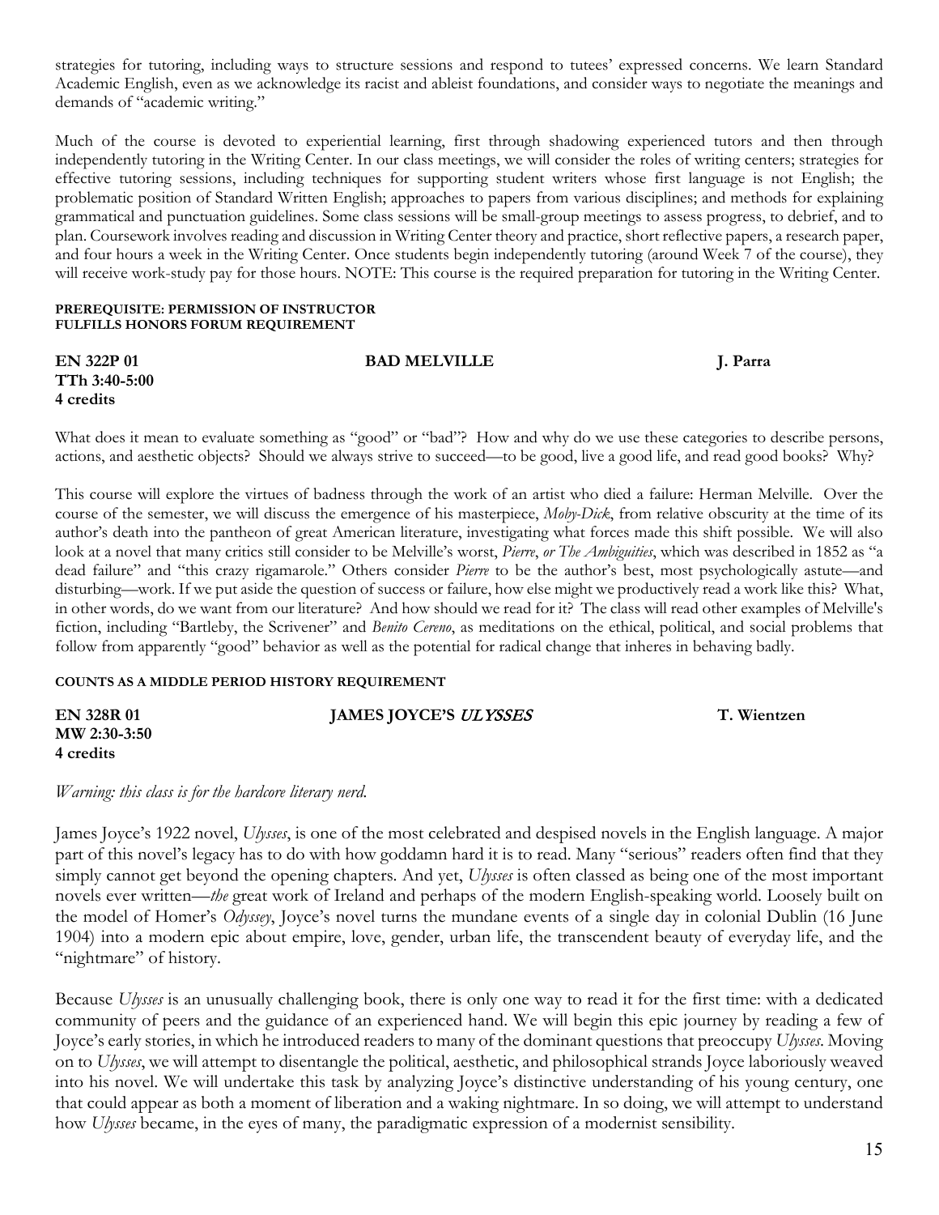strategies for tutoring, including ways to structure sessions and respond to tutees' expressed concerns. We learn Standard Academic English, even as we acknowledge its racist and ableist foundations, and consider ways to negotiate the meanings and demands of "academic writing."

Much of the course is devoted to experiential learning, first through shadowing experienced tutors and then through independently tutoring in the Writing Center. In our class meetings, we will consider the roles of writing centers; strategies for effective tutoring sessions, including techniques for supporting student writers whose first language is not English; the problematic position of Standard Written English; approaches to papers from various disciplines; and methods for explaining grammatical and punctuation guidelines. Some class sessions will be small-group meetings to assess progress, to debrief, and to plan. Coursework involves reading and discussion in Writing Center theory and practice, short reflective papers, a research paper, and four hours a week in the Writing Center. Once students begin independently tutoring (around Week 7 of the course), they will receive work-study pay for those hours. NOTE: This course is the required preparation for tutoring in the Writing Center.

**PREREQUISITE: PERMISSION OF INSTRUCTOR**
**FULFILLS HONORS FORUM REQUIREMENT**

**EN 322P 01** — **BAD MELVILLE** — **J. Parra**
**TTh 3:40-5:00**
**4 credits**

What does it mean to evaluate something as "good" or "bad"? How and why do we use these categories to describe persons, actions, and aesthetic objects? Should we always strive to succeed—to be good, live a good life, and read good books? Why?

This course will explore the virtues of badness through the work of an artist who died a failure: Herman Melville. Over the course of the semester, we will discuss the emergence of his masterpiece, *Moby-Dick*, from relative obscurity at the time of its author's death into the pantheon of great American literature, investigating what forces made this shift possible. We will also look at a novel that many critics still consider to be Melville's worst, *Pierre, or The Ambiguities*, which was described in 1852 as "a dead failure" and "this crazy rigamarole." Others consider *Pierre* to be the author's best, most psychologically astute—and disturbing—work. If we put aside the question of success or failure, how else might we productively read a work like this? What, in other words, do we want from our literature? And how should we read for it? The class will read other examples of Melville's fiction, including "Bartleby, the Scrivener" and *Benito Cereno*, as meditations on the ethical, political, and social problems that follow from apparently "good" behavior as well as the potential for radical change that inheres in behaving badly.

**COUNTS AS A MIDDLE PERIOD HISTORY REQUIREMENT**

**EN 328R 01** — **JAMES JOYCE'S *ULYSSES*** — **T. Wientzen**
**MW 2:30-3:50**
**4 credits**

*Warning: this class is for the hardcore literary nerd.*

James Joyce's 1922 novel, *Ulysses*, is one of the most celebrated and despised novels in the English language. A major part of this novel's legacy has to do with how goddamn hard it is to read. Many "serious" readers often find that they simply cannot get beyond the opening chapters. And yet, *Ulysses* is often classed as being one of the most important novels ever written—*the* great work of Ireland and perhaps of the modern English-speaking world. Loosely built on the model of Homer's *Odyssey*, Joyce's novel turns the mundane events of a single day in colonial Dublin (16 June 1904) into a modern epic about empire, love, gender, urban life, the transcendent beauty of everyday life, and the "nightmare" of history.

Because *Ulysses* is an unusually challenging book, there is only one way to read it for the first time: with a dedicated community of peers and the guidance of an experienced hand. We will begin this epic journey by reading a few of Joyce's early stories, in which he introduced readers to many of the dominant questions that preoccupy *Ulysses*. Moving on to *Ulysses*, we will attempt to disentangle the political, aesthetic, and philosophical strands Joyce laboriously weaved into his novel. We will undertake this task by analyzing Joyce's distinctive understanding of his young century, one that could appear as both a moment of liberation and a waking nightmare. In so doing, we will attempt to understand how *Ulysses* became, in the eyes of many, the paradigmatic expression of a modernist sensibility.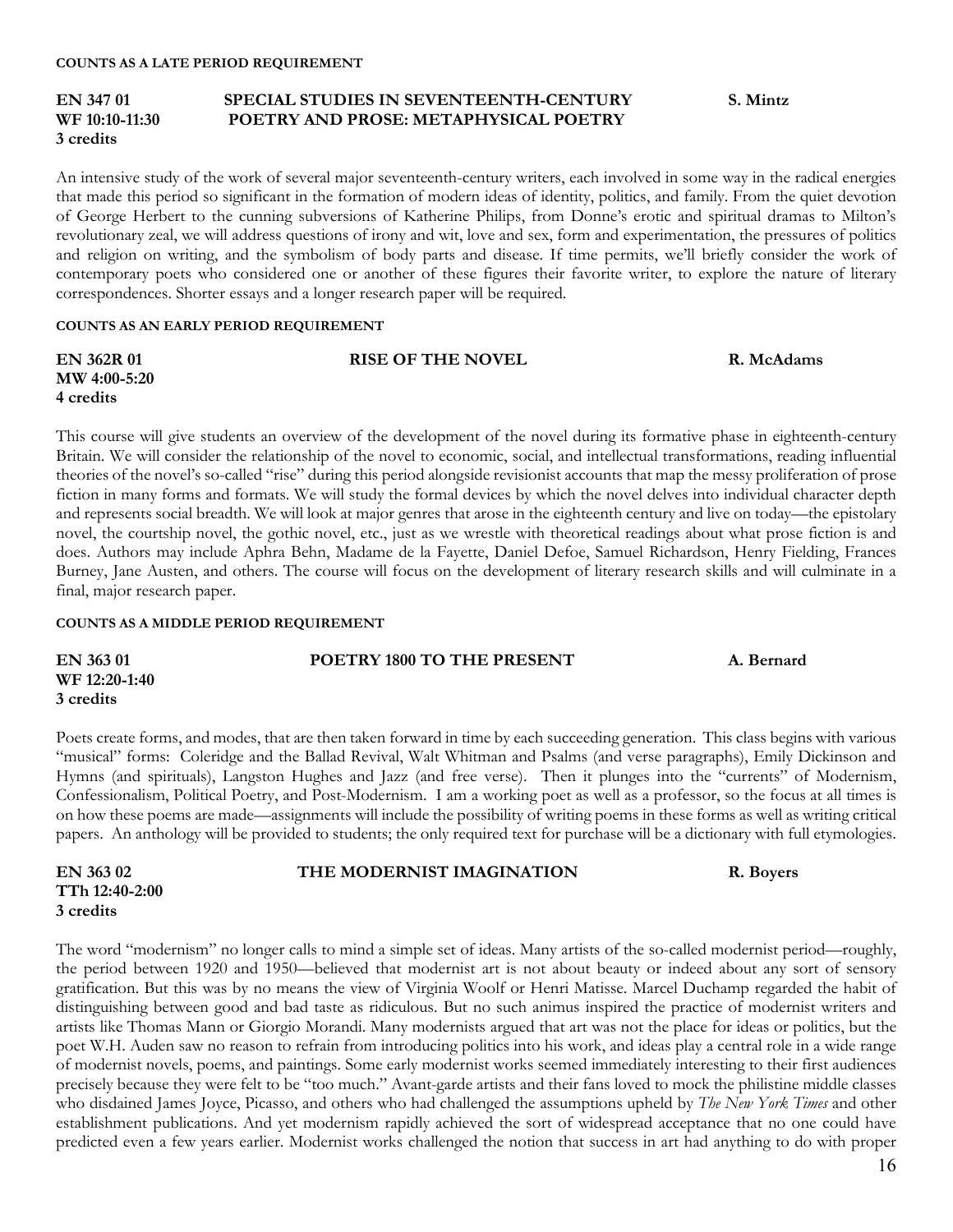**COUNTS AS A LATE PERIOD REQUIREMENT**

**EN 347 01** **SPECIAL STUDIES IN SEVENTEENTH-CENTURY POETRY AND PROSE: METAPHYSICAL POETRY** **S. Mintz**
**WF 10:10-11:30**
**3 credits**

An intensive study of the work of several major seventeenth-century writers, each involved in some way in the radical energies that made this period so significant in the formation of modern ideas of identity, politics, and family. From the quiet devotion of George Herbert to the cunning subversions of Katherine Philips, from Donne's erotic and spiritual dramas to Milton's revolutionary zeal, we will address questions of irony and wit, love and sex, form and experimentation, the pressures of politics and religion on writing, and the symbolism of body parts and disease. If time permits, we'll briefly consider the work of contemporary poets who considered one or another of these figures their favorite writer, to explore the nature of literary correspondences. Shorter essays and a longer research paper will be required.

**COUNTS AS AN EARLY PERIOD REQUIREMENT**

**EN 362R 01** **RISE OF THE NOVEL** **R. McAdams**
**MW 4:00-5:20**
**4 credits**

This course will give students an overview of the development of the novel during its formative phase in eighteenth-century Britain. We will consider the relationship of the novel to economic, social, and intellectual transformations, reading influential theories of the novel's so-called "rise" during this period alongside revisionist accounts that map the messy proliferation of prose fiction in many forms and formats. We will study the formal devices by which the novel delves into individual character depth and represents social breadth. We will look at major genres that arose in the eighteenth century and live on today—the epistolary novel, the courtship novel, the gothic novel, etc., just as we wrestle with theoretical readings about what prose fiction is and does. Authors may include Aphra Behn, Madame de la Fayette, Daniel Defoe, Samuel Richardson, Henry Fielding, Frances Burney, Jane Austen, and others. The course will focus on the development of literary research skills and will culminate in a final, major research paper.

**COUNTS AS A MIDDLE PERIOD REQUIREMENT**

**EN 363 01** **POETRY 1800 TO THE PRESENT** **A. Bernard**
**WF 12:20-1:40**
**3 credits**

Poets create forms, and modes, that are then taken forward in time by each succeeding generation. This class begins with various "musical" forms: Coleridge and the Ballad Revival, Walt Whitman and Psalms (and verse paragraphs), Emily Dickinson and Hymns (and spirituals), Langston Hughes and Jazz (and free verse). Then it plunges into the "currents" of Modernism, Confessionalism, Political Poetry, and Post-Modernism. I am a working poet as well as a professor, so the focus at all times is on how these poems are made—assignments will include the possibility of writing poems in these forms as well as writing critical papers. An anthology will be provided to students; the only required text for purchase will be a dictionary with full etymologies.

**EN 363 02** **THE MODERNIST IMAGINATION** **R. Boyers**
**TTh 12:40-2:00**
**3 credits**

The word "modernism" no longer calls to mind a simple set of ideas. Many artists of the so-called modernist period—roughly, the period between 1920 and 1950—believed that modernist art is not about beauty or indeed about any sort of sensory gratification. But this was by no means the view of Virginia Woolf or Henri Matisse. Marcel Duchamp regarded the habit of distinguishing between good and bad taste as ridiculous. But no such animus inspired the practice of modernist writers and artists like Thomas Mann or Giorgio Morandi. Many modernists argued that art was not the place for ideas or politics, but the poet W.H. Auden saw no reason to refrain from introducing politics into his work, and ideas play a central role in a wide range of modernist novels, poems, and paintings. Some early modernist works seemed immediately interesting to their first audiences precisely because they were felt to be "too much." Avant-garde artists and their fans loved to mock the philistine middle classes who disdained James Joyce, Picasso, and others who had challenged the assumptions upheld by *The New York Times* and other establishment publications. And yet modernism rapidly achieved the sort of widespread acceptance that no one could have predicted even a few years earlier. Modernist works challenged the notion that success in art had anything to do with proper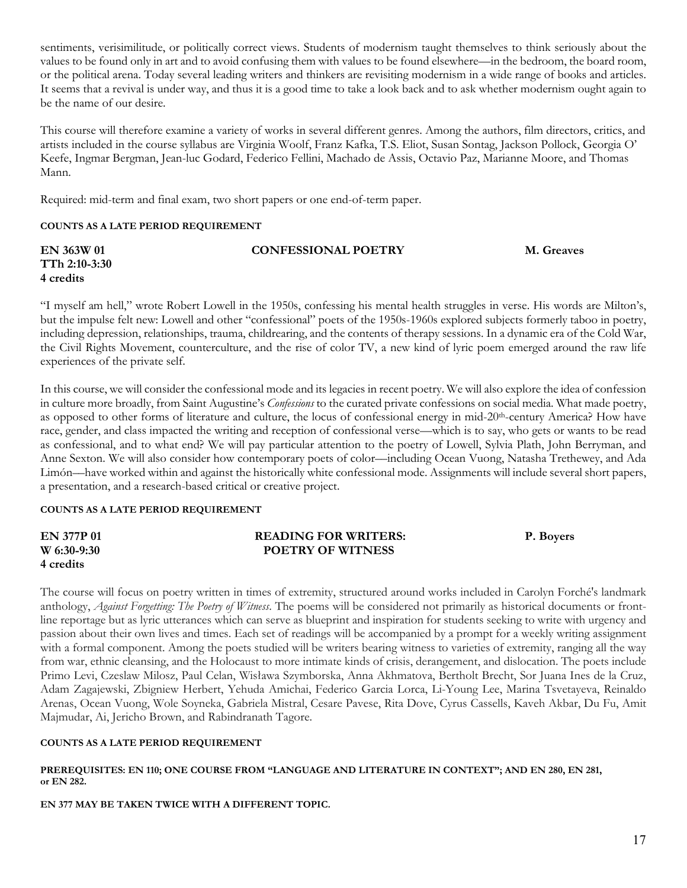sentiments, verisimilitude, or politically correct views. Students of modernism taught themselves to think seriously about the values to be found only in art and to avoid confusing them with values to be found elsewhere—in the bedroom, the board room, or the political arena. Today several leading writers and thinkers are revisiting modernism in a wide range of books and articles. It seems that a revival is under way, and thus it is a good time to take a look back and to ask whether modernism ought again to be the name of our desire.

This course will therefore examine a variety of works in several different genres. Among the authors, film directors, critics, and artists included in the course syllabus are Virginia Woolf, Franz Kafka, T.S. Eliot, Susan Sontag, Jackson Pollock, Georgia O' Keefe, Ingmar Bergman, Jean-luc Godard, Federico Fellini, Machado de Assis, Octavio Paz, Marianne Moore, and Thomas Mann.

Required: mid-term and final exam, two short papers or one end-of-term paper.

**COUNTS AS A LATE PERIOD REQUIREMENT**

**EN 363W 01** | **CONFESSIONAL POETRY** | **M. Greaves**
**TTh 2:10-3:30**
**4 credits**

"I myself am hell," wrote Robert Lowell in the 1950s, confessing his mental health struggles in verse. His words are Milton's, but the impulse felt new: Lowell and other "confessional" poets of the 1950s-1960s explored subjects formerly taboo in poetry, including depression, relationships, trauma, childrearing, and the contents of therapy sessions. In a dynamic era of the Cold War, the Civil Rights Movement, counterculture, and the rise of color TV, a new kind of lyric poem emerged around the raw life experiences of the private self.

In this course, we will consider the confessional mode and its legacies in recent poetry. We will also explore the idea of confession in culture more broadly, from Saint Augustine's *Confessions* to the curated private confessions on social media. What made poetry, as opposed to other forms of literature and culture, the locus of confessional energy in mid-20th-century America? How have race, gender, and class impacted the writing and reception of confessional verse—which is to say, who gets or wants to be read as confessional, and to what end? We will pay particular attention to the poetry of Lowell, Sylvia Plath, John Berryman, and Anne Sexton. We will also consider how contemporary poets of color—including Ocean Vuong, Natasha Trethewey, and Ada Limón—have worked within and against the historically white confessional mode. Assignments will include several short papers, a presentation, and a research-based critical or creative project.

**COUNTS AS A LATE PERIOD REQUIREMENT**

**EN 377P 01** | **READING FOR WRITERS: POETRY OF WITNESS** | **P. Boyers**
**W 6:30-9:30**
**4 credits**

The course will focus on poetry written in times of extremity, structured around works included in Carolyn Forché's landmark anthology, *Against Forgetting: The Poetry of Witness*. The poems will be considered not primarily as historical documents or front-line reportage but as lyric utterances which can serve as blueprint and inspiration for students seeking to write with urgency and passion about their own lives and times. Each set of readings will be accompanied by a prompt for a weekly writing assignment with a formal component. Among the poets studied will be writers bearing witness to varieties of extremity, ranging all the way from war, ethnic cleansing, and the Holocaust to more intimate kinds of crisis, derangement, and dislocation. The poets include Primo Levi, Czeslaw Milosz, Paul Celan, Wisława Szymborska, Anna Akhmatova, Bertholt Brecht, Sor Juana Ines de la Cruz, Adam Zagajewski, Zbigniew Herbert, Yehuda Amichai, Federico Garcia Lorca, Li-Young Lee, Marina Tsvetayeva, Reinaldo Arenas, Ocean Vuong, Wole Soyneka, Gabriela Mistral, Cesare Pavese, Rita Dove, Cyrus Cassells, Kaveh Akbar, Du Fu, Amit Majmudar, Ai, Jericho Brown, and Rabindranath Tagore.

**COUNTS AS A LATE PERIOD REQUIREMENT**

**PREREQUISITES: EN 110; ONE COURSE FROM "LANGUAGE AND LITERATURE IN CONTEXT"; AND EN 280, EN 281, or EN 282.**

**EN 377 MAY BE TAKEN TWICE WITH A DIFFERENT TOPIC.**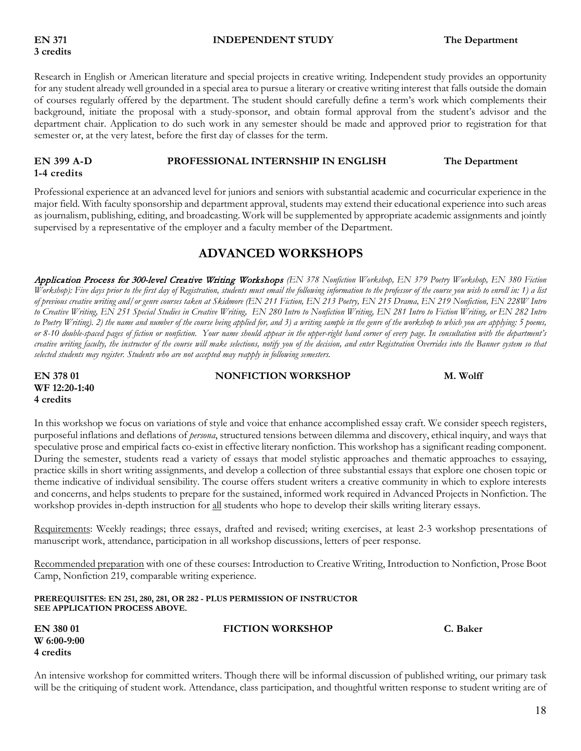**EN 371** **INDEPENDENT STUDY** **The Department**
**3 credits**

Research in English or American literature and special projects in creative writing. Independent study provides an opportunity for any student already well grounded in a special area to pursue a literary or creative writing interest that falls outside the domain of courses regularly offered by the department. The student should carefully define a term's work which complements their background, initiate the proposal with a study-sponsor, and obtain formal approval from the student's advisor and the department chair. Application to do such work in any semester should be made and approved prior to registration for that semester or, at the very latest, before the first day of classes for the term.

**EN 399 A-D** **PROFESSIONAL INTERNSHIP IN ENGLISH** **The Department**
**1-4 credits**

Professional experience at an advanced level for juniors and seniors with substantial academic and cocurricular experience in the major field. With faculty sponsorship and department approval, students may extend their educational experience into such areas as journalism, publishing, editing, and broadcasting. Work will be supplemented by appropriate academic assignments and jointly supervised by a representative of the employer and a faculty member of the Department.

## ADVANCED WORKSHOPS

*Application Process for 300-level Creative Writing Workshops (EN 378 Nonfiction Workshop, EN 379 Poetry Workshop, EN 380 Fiction Workshop): Five days prior to the first day of Registration, students must email the following information to the professor of the course you wish to enroll in: 1) a list of previous creative writing and/or genre courses taken at Skidmore (EN 211 Fiction, EN 213 Poetry, EN 215 Drama, EN 219 Nonfiction, EN 228W Intro to Creative Writing, EN 251 Special Studies in Creative Writing, EN 280 Intro to Nonfiction Writing, EN 281 Intro to Fiction Writing, or EN 282 Intro to Poetry Writing). 2) the name and number of the course being applied for, and 3) a writing sample in the genre of the workshop to which you are applying: 5 poems, or 8-10 double-spaced pages of fiction or nonfiction. Your name should appear in the upper-right hand corner of every page. In consultation with the department's creative writing faculty, the instructor of the course will make selections, notify you of the decision, and enter Registration Overrides into the Banner system so that selected students may register. Students who are not accepted may reapply in following semesters.*

**EN 378 01** **NONFICTION WORKSHOP** **M. Wolff**
**WF 12:20-1:40**
**4 credits**

In this workshop we focus on variations of style and voice that enhance accomplished essay craft. We consider speech registers, purposeful inflations and deflations of *persona*, structured tensions between dilemma and discovery, ethical inquiry, and ways that speculative prose and empirical facts co-exist in effective literary nonfiction. This workshop has a significant reading component. During the semester, students read a variety of essays that model stylistic approaches and thematic approaches to essaying, practice skills in short writing assignments, and develop a collection of three substantial essays that explore one chosen topic or theme indicative of individual sensibility. The course offers student writers a creative community in which to explore interests and concerns, and helps students to prepare for the sustained, informed work required in Advanced Projects in Nonfiction. The workshop provides in-depth instruction for <u>all</u> students who hope to develop their skills writing literary essays.

<u>Requirements</u>: Weekly readings; three essays, drafted and revised; writing exercises, at least 2-3 workshop presentations of manuscript work, attendance, participation in all workshop discussions, letters of peer response.

<u>Recommended preparation</u> with one of these courses: Introduction to Creative Writing, Introduction to Nonfiction, Prose Boot Camp, Nonfiction 219, comparable writing experience.

**PREREQUISITES: EN 251, 280, 281, OR 282 - PLUS PERMISSION OF INSTRUCTOR**
**SEE APPLICATION PROCESS ABOVE.**

**EN 380 01** **FICTION WORKSHOP** **C. Baker**
**W 6:00-9:00**
**4 credits**

An intensive workshop for committed writers. Though there will be informal discussion of published writing, our primary task will be the critiquing of student work. Attendance, class participation, and thoughtful written response to student writing are of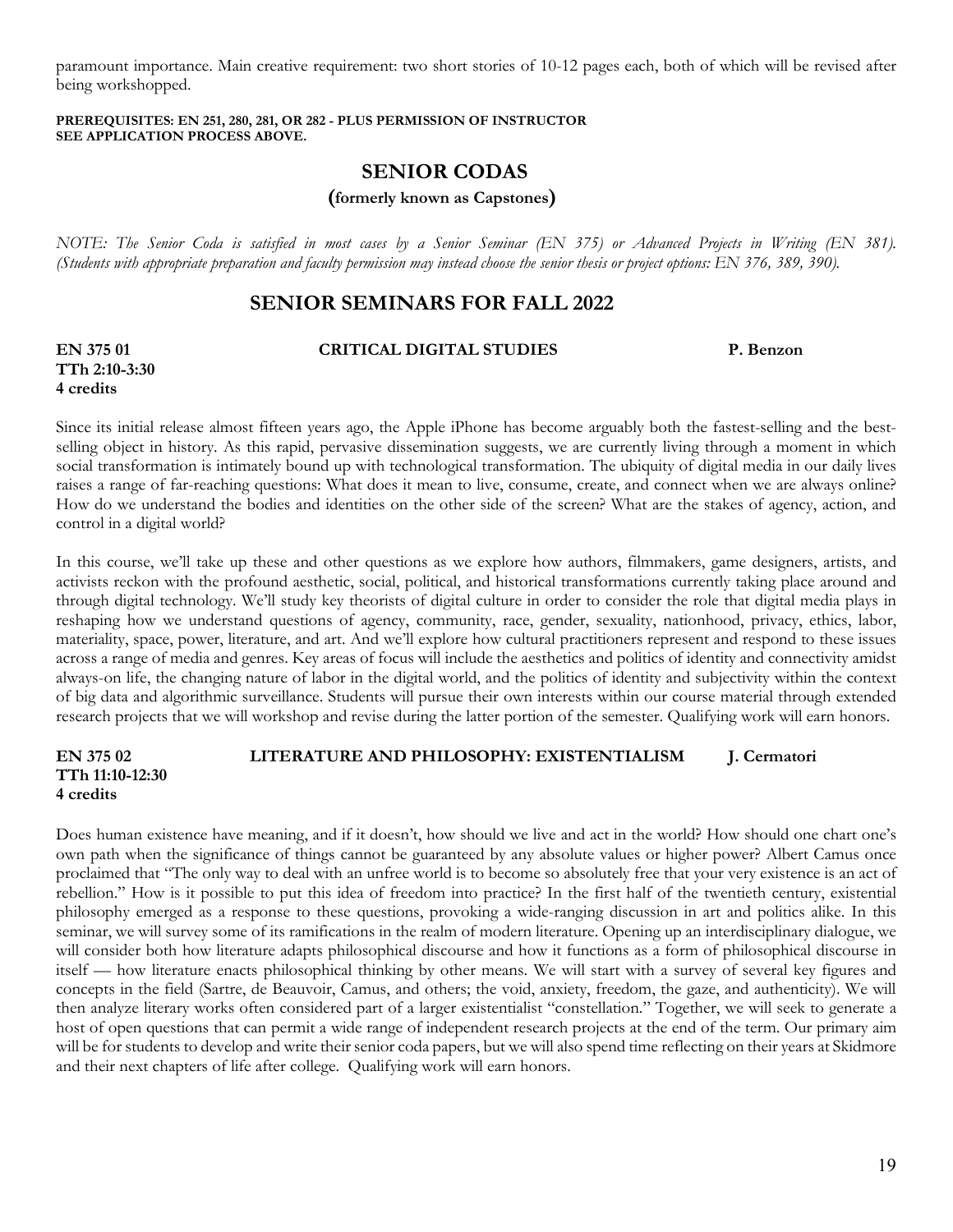paramount importance. Main creative requirement: two short stories of 10-12 pages each, both of which will be revised after being workshopped.

**PREREQUISITES: EN 251, 280, 281, OR 282 - PLUS PERMISSION OF INSTRUCTOR**
**SEE APPLICATION PROCESS ABOVE.**

## SENIOR CODAS

**(formerly known as Capstones)**

*NOTE: The Senior Coda is satisfied in most cases by a Senior Seminar (EN 375) or Advanced Projects in Writing (EN 381). (Students with appropriate preparation and faculty permission may instead choose the senior thesis or project options: EN 376, 389, 390).*

## SENIOR SEMINARS FOR FALL 2022

**EN 375 01 — CRITICAL DIGITAL STUDIES — P. Benzon**
**TTh 2:10-3:30**
**4 credits**

Since its initial release almost fifteen years ago, the Apple iPhone has become arguably both the fastest-selling and the best-selling object in history. As this rapid, pervasive dissemination suggests, we are currently living through a moment in which social transformation is intimately bound up with technological transformation. The ubiquity of digital media in our daily lives raises a range of far-reaching questions: What does it mean to live, consume, create, and connect when we are always online? How do we understand the bodies and identities on the other side of the screen? What are the stakes of agency, action, and control in a digital world?

In this course, we'll take up these and other questions as we explore how authors, filmmakers, game designers, artists, and activists reckon with the profound aesthetic, social, political, and historical transformations currently taking place around and through digital technology. We'll study key theorists of digital culture in order to consider the role that digital media plays in reshaping how we understand questions of agency, community, race, gender, sexuality, nationhood, privacy, ethics, labor, materiality, space, power, literature, and art. And we'll explore how cultural practitioners represent and respond to these issues across a range of media and genres. Key areas of focus will include the aesthetics and politics of identity and connectivity amidst always-on life, the changing nature of labor in the digital world, and the politics of identity and subjectivity within the context of big data and algorithmic surveillance. Students will pursue their own interests within our course material through extended research projects that we will workshop and revise during the latter portion of the semester. Qualifying work will earn honors.

**EN 375 02 — LITERATURE AND PHILOSOPHY: EXISTENTIALISM — J. Cermatori**
**TTh 11:10-12:30**
**4 credits**

Does human existence have meaning, and if it doesn't, how should we live and act in the world? How should one chart one's own path when the significance of things cannot be guaranteed by any absolute values or higher power? Albert Camus once proclaimed that "The only way to deal with an unfree world is to become so absolutely free that your very existence is an act of rebellion." How is it possible to put this idea of freedom into practice? In the first half of the twentieth century, existential philosophy emerged as a response to these questions, provoking a wide-ranging discussion in art and politics alike. In this seminar, we will survey some of its ramifications in the realm of modern literature. Opening up an interdisciplinary dialogue, we will consider both how literature adapts philosophical discourse and how it functions as a form of philosophical discourse in itself — how literature enacts philosophical thinking by other means. We will start with a survey of several key figures and concepts in the field (Sartre, de Beauvoir, Camus, and others; the void, anxiety, freedom, the gaze, and authenticity). We will then analyze literary works often considered part of a larger existentialist "constellation." Together, we will seek to generate a host of open questions that can permit a wide range of independent research projects at the end of the term. Our primary aim will be for students to develop and write their senior coda papers, but we will also spend time reflecting on their years at Skidmore and their next chapters of life after college. Qualifying work will earn honors.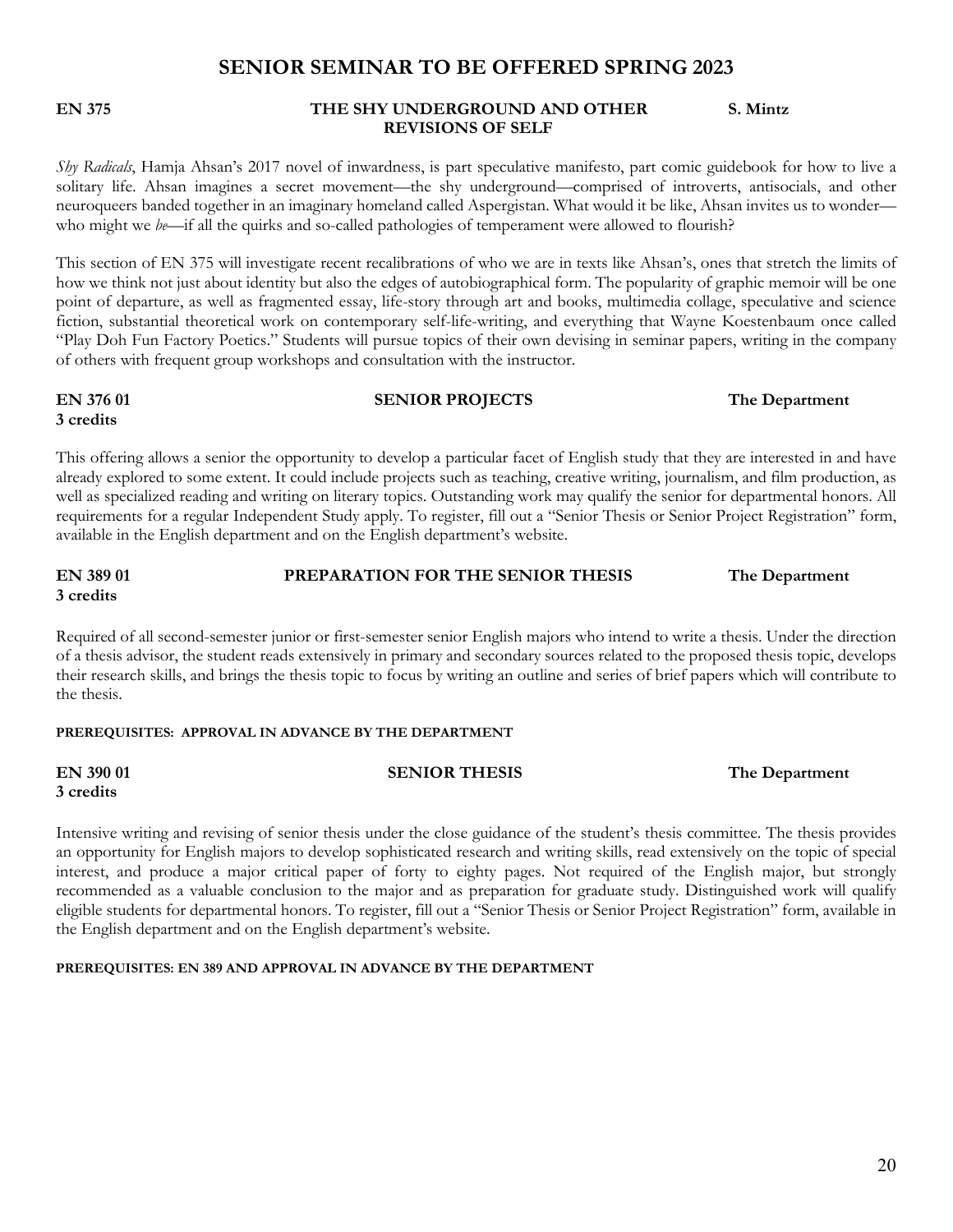# SENIOR SEMINAR TO BE OFFERED SPRING 2023

**EN 375** **THE SHY UNDERGROUND AND OTHER REVISIONS OF SELF** **S. Mintz**

*Shy Radicals*, Hamja Ahsan's 2017 novel of inwardness, is part speculative manifesto, part comic guidebook for how to live a solitary life. Ahsan imagines a secret movement—the shy underground—comprised of introverts, antisocials, and other neuroqueers banded together in an imaginary homeland called Aspergistan. What would it be like, Ahsan invites us to wonder—who might we *be*—if all the quirks and so-called pathologies of temperament were allowed to flourish?

This section of EN 375 will investigate recent recalibrations of who we are in texts like Ahsan's, ones that stretch the limits of how we think not just about identity but also the edges of autobiographical form. The popularity of graphic memoir will be one point of departure, as well as fragmented essay, life-story through art and books, multimedia collage, speculative and science fiction, substantial theoretical work on contemporary self-life-writing, and everything that Wayne Koestenbaum once called "Play Doh Fun Factory Poetics." Students will pursue topics of their own devising in seminar papers, writing in the company of others with frequent group workshops and consultation with the instructor.

**EN 376 01** **SENIOR PROJECTS** **The Department**
**3 credits**

This offering allows a senior the opportunity to develop a particular facet of English study that they are interested in and have already explored to some extent. It could include projects such as teaching, creative writing, journalism, and film production, as well as specialized reading and writing on literary topics. Outstanding work may qualify the senior for departmental honors. All requirements for a regular Independent Study apply. To register, fill out a "Senior Thesis or Senior Project Registration" form, available in the English department and on the English department's website.

**EN 389 01** **PREPARATION FOR THE SENIOR THESIS** **The Department**
**3 credits**

Required of all second-semester junior or first-semester senior English majors who intend to write a thesis. Under the direction of a thesis advisor, the student reads extensively in primary and secondary sources related to the proposed thesis topic, develops their research skills, and brings the thesis topic to focus by writing an outline and series of brief papers which will contribute to the thesis.

**PREREQUISITES: APPROVAL IN ADVANCE BY THE DEPARTMENT**

**EN 390 01** **SENIOR THESIS** **The Department**
**3 credits**

Intensive writing and revising of senior thesis under the close guidance of the student's thesis committee. The thesis provides an opportunity for English majors to develop sophisticated research and writing skills, read extensively on the topic of special interest, and produce a major critical paper of forty to eighty pages. Not required of the English major, but strongly recommended as a valuable conclusion to the major and as preparation for graduate study. Distinguished work will qualify eligible students for departmental honors. To register, fill out a "Senior Thesis or Senior Project Registration" form, available in the English department and on the English department's website.

**PREREQUISITES: EN 389 AND APPROVAL IN ADVANCE BY THE DEPARTMENT**